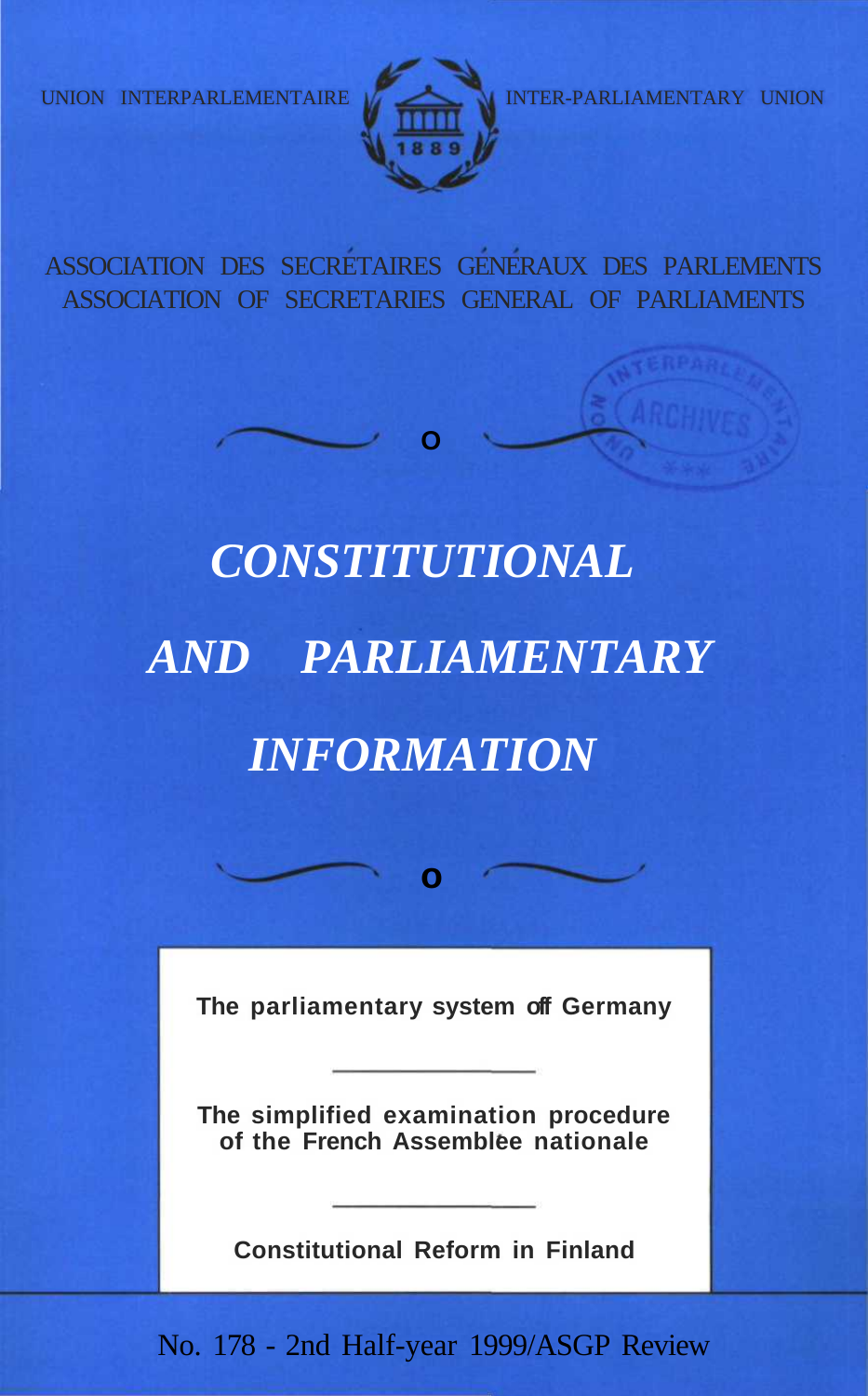UNION INTERPARLEMENTAIRE INTER-PARLIAMENTARY UNION

ASSOCIATION DES SECRÉTAIRES GÉNÉRAUX DES PARLEMENTS
ASSOCIATION OF SECRETARIES GENERAL OF PARLIAMENTS

# *CONSTITUTIONAL AND PARLIAMENTARY INFORMATION*

**The parliamentary system of Germany**

---

**The simplified examination procedure of the French Assemblée nationale**

---

**Constitutional Reform in Finland**

No. 178 - 2nd Half-year 1999/ASGP Review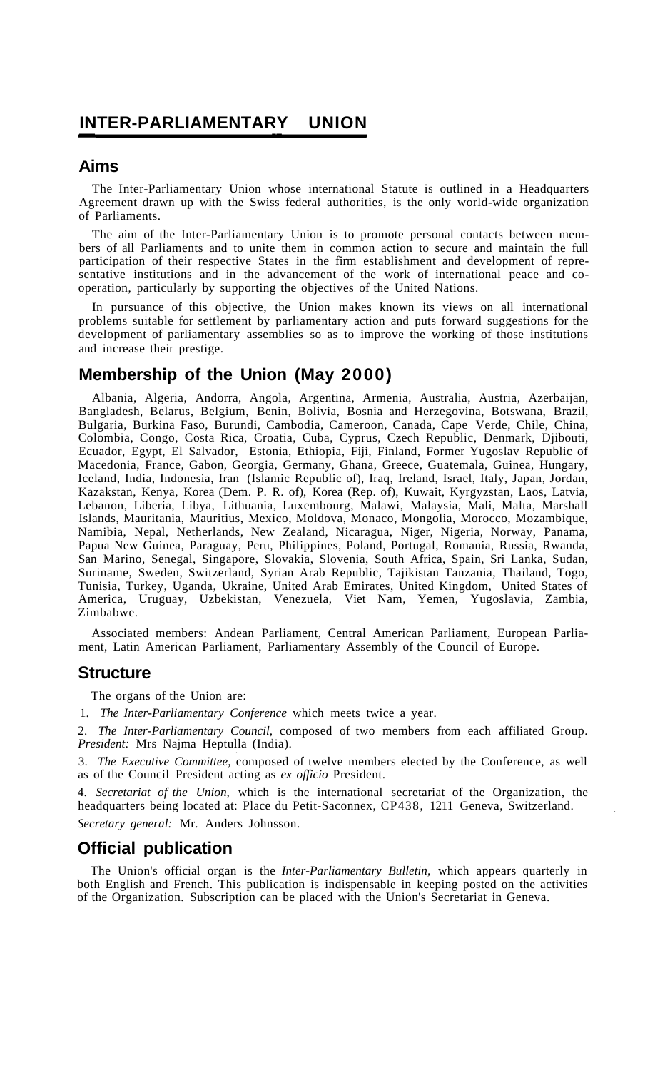# INTER-PARLIAMENTARY UNION

## Aims

The Inter-Parliamentary Union whose international Statute is outlined in a Headquarters Agreement drawn up with the Swiss federal authorities, is the only world-wide organization of Parliaments.

The aim of the Inter-Parliamentary Union is to promote personal contacts between members of all Parliaments and to unite them in common action to secure and maintain the full participation of their respective States in the firm establishment and development of representative institutions and in the advancement of the work of international peace and co-operation, particularly by supporting the objectives of the United Nations.

In pursuance of this objective, the Union makes known its views on all international problems suitable for settlement by parliamentary action and puts forward suggestions for the development of parliamentary assemblies so as to improve the working of those institutions and increase their prestige.

## Membership of the Union (May 2000)

Albania, Algeria, Andorra, Angola, Argentina, Armenia, Australia, Austria, Azerbaijan, Bangladesh, Belarus, Belgium, Benin, Bolivia, Bosnia and Herzegovina, Botswana, Brazil, Bulgaria, Burkina Faso, Burundi, Cambodia, Cameroon, Canada, Cape Verde, Chile, China, Colombia, Congo, Costa Rica, Croatia, Cuba, Cyprus, Czech Republic, Denmark, Djibouti, Ecuador, Egypt, El Salvador, Estonia, Ethiopia, Fiji, Finland, Former Yugoslav Republic of Macedonia, France, Gabon, Georgia, Germany, Ghana, Greece, Guatemala, Guinea, Hungary, Iceland, India, Indonesia, Iran (Islamic Republic of), Iraq, Ireland, Israel, Italy, Japan, Jordan, Kazakstan, Kenya, Korea (Dem. P. R. of), Korea (Rep. of), Kuwait, Kyrgyzstan, Laos, Latvia, Lebanon, Liberia, Libya, Lithuania, Luxembourg, Malawi, Malaysia, Mali, Malta, Marshall Islands, Mauritania, Mauritius, Mexico, Moldova, Monaco, Mongolia, Morocco, Mozambique, Namibia, Nepal, Netherlands, New Zealand, Nicaragua, Niger, Nigeria, Norway, Panama, Papua New Guinea, Paraguay, Peru, Philippines, Poland, Portugal, Romania, Russia, Rwanda, San Marino, Senegal, Singapore, Slovakia, Slovenia, South Africa, Spain, Sri Lanka, Sudan, Suriname, Sweden, Switzerland, Syrian Arab Republic, Tajikistan Tanzania, Thailand, Togo, Tunisia, Turkey, Uganda, Ukraine, United Arab Emirates, United Kingdom, United States of America, Uruguay, Uzbekistan, Venezuela, Viet Nam, Yemen, Yugoslavia, Zambia, Zimbabwe.

Associated members: Andean Parliament, Central American Parliament, European Parliament, Latin American Parliament, Parliamentary Assembly of the Council of Europe.

## Structure

The organs of the Union are:

1. *The Inter-Parliamentary Conference* which meets twice a year.

2. *The Inter-Parliamentary Council,* composed of two members from each affiliated Group. *President:* Mrs Najma Heptulla (India).

3. *The Executive Committee,* composed of twelve members elected by the Conference, as well as of the Council President acting as *ex officio* President.

4. *Secretariat of the Union,* which is the international secretariat of the Organization, the headquarters being located at: Place du Petit-Saconnex, CP438, 1211 Geneva, Switzerland.

*Secretary general:* Mr. Anders Johnsson.

## Official publication

The Union's official organ is the *Inter-Parliamentary Bulletin*, which appears quarterly in both English and French. This publication is indispensable in keeping posted on the activities of the Organization. Subscription can be placed with the Union's Secretariat in Geneva.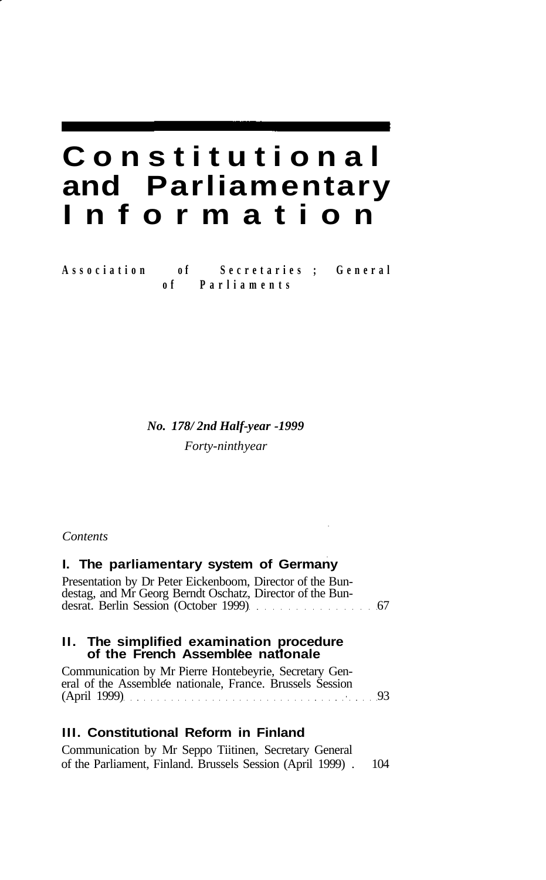# Constitutional and Parliamentary Information

**Association of Secretaries ; General of Parliaments**

***No. 178/ 2nd Half-year -1999***

*Forty-ninthyear*

*Contents*

### I. The parliamentary system of Germany

Presentation by Dr Peter Eickenboom, Director of the Bundestag, and Mr Georg Berndt Oschatz, Director of the Bundesrat. Berlin Session (October 1999) . . . . . . . . . . . . . . . . 67

### II. The simplified examination procedure of the French Assemblée nationale

Communication by Mr Pierre Hontebeyrie, Secretary General of the Assemblée nationale, France. Brussels Session (April 1999) . . . . . . . . . . . . . . . . . . . . . . . . . . . . . . . . . . . 93

### III. Constitutional Reform in Finland

Communication by Mr Seppo Tiitinen, Secretary General of the Parliament, Finland. Brussels Session (April 1999) . 104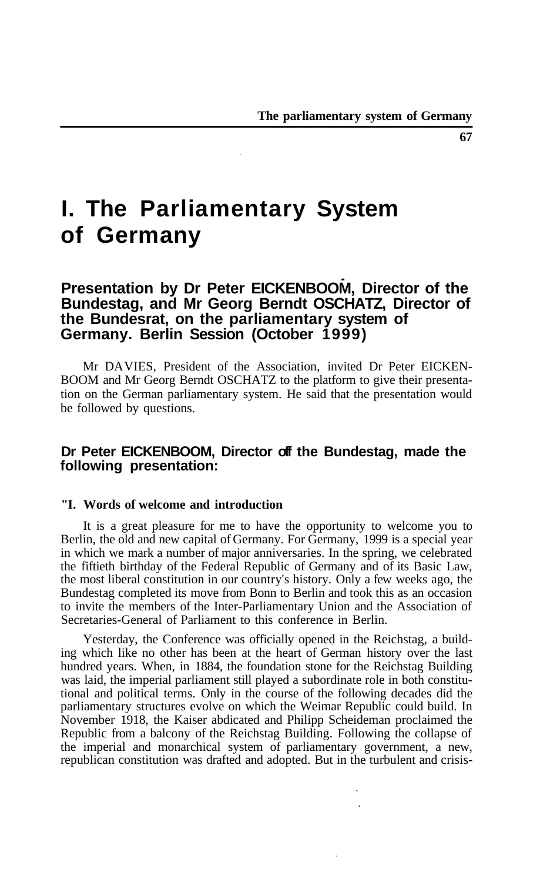# I. The Parliamentary System of Germany

## Presentation by Dr Peter EICKENBOOM, Director of the Bundestag, and Mr Georg Berndt OSCHATZ, Director of the Bundesrat, on the parliamentary system of Germany. Berlin Session (October 1999)

Mr DAVIES, President of the Association, invited Dr Peter EICKENBOOM and Mr Georg Berndt OSCHATZ to the platform to give their presentation on the German parliamentary system. He said that the presentation would be followed by questions.

### Dr Peter EICKENBOOM, Director of the Bundestag, made the following presentation:

**"I. Words of welcome and introduction**

It is a great pleasure for me to have the opportunity to welcome you to Berlin, the old and new capital of Germany. For Germany, 1999 is a special year in which we mark a number of major anniversaries. In the spring, we celebrated the fiftieth birthday of the Federal Republic of Germany and of its Basic Law, the most liberal constitution in our country's history. Only a few weeks ago, the Bundestag completed its move from Bonn to Berlin and took this as an occasion to invite the members of the Inter-Parliamentary Union and the Association of Secretaries-General of Parliament to this conference in Berlin.

Yesterday, the Conference was officially opened in the Reichstag, a building which like no other has been at the heart of German history over the last hundred years. When, in 1884, the foundation stone for the Reichstag Building was laid, the imperial parliament still played a subordinate role in both constitutional and political terms. Only in the course of the following decades did the parliamentary structures evolve on which the Weimar Republic could build. In November 1918, the Kaiser abdicated and Philipp Scheideman proclaimed the Republic from a balcony of the Reichstag Building. Following the collapse of the imperial and monarchical system of parliamentary government, a new, republican constitution was drafted and adopted. But in the turbulent and crisis-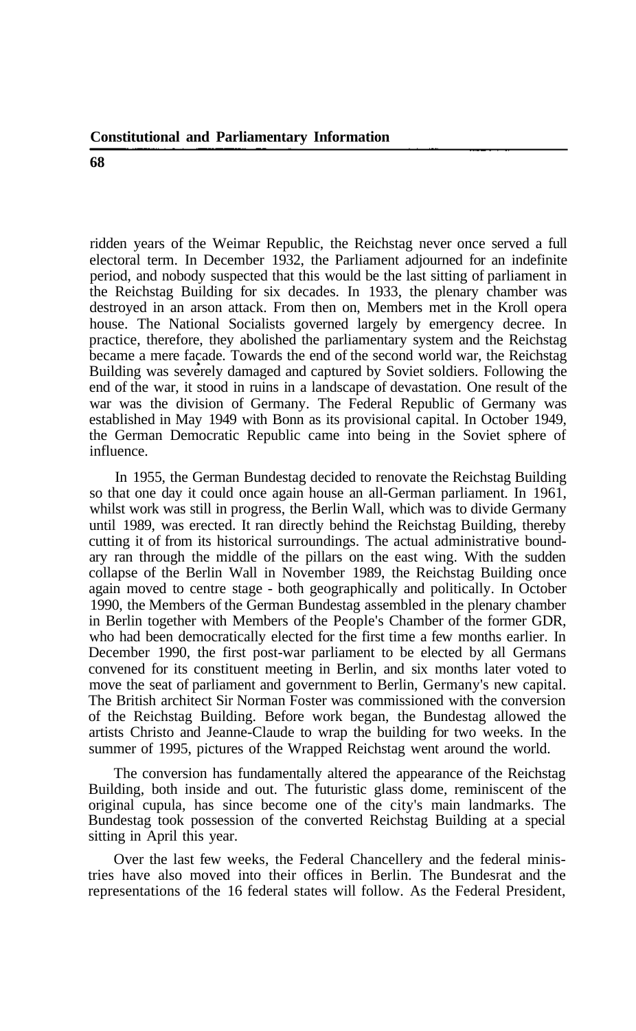ridden years of the Weimar Republic, the Reichstag never once served a full electoral term. In December 1932, the Parliament adjourned for an indefinite period, and nobody suspected that this would be the last sitting of parliament in the Reichstag Building for six decades. In 1933, the plenary chamber was destroyed in an arson attack. From then on, Members met in the Kroll opera house. The National Socialists governed largely by emergency decree. In practice, therefore, they abolished the parliamentary system and the Reichstag became a mere façade. Towards the end of the second world war, the Reichstag Building was severely damaged and captured by Soviet soldiers. Following the end of the war, it stood in ruins in a landscape of devastation. One result of the war was the division of Germany. The Federal Republic of Germany was established in May 1949 with Bonn as its provisional capital. In October 1949, the German Democratic Republic came into being in the Soviet sphere of influence.

In 1955, the German Bundestag decided to renovate the Reichstag Building so that one day it could once again house an all-German parliament. In 1961, whilst work was still in progress, the Berlin Wall, which was to divide Germany until 1989, was erected. It ran directly behind the Reichstag Building, thereby cutting it of from its historical surroundings. The actual administrative boundary ran through the middle of the pillars on the east wing. With the sudden collapse of the Berlin Wall in November 1989, the Reichstag Building once again moved to centre stage - both geographically and politically. In October 1990, the Members of the German Bundestag assembled in the plenary chamber in Berlin together with Members of the People's Chamber of the former GDR, who had been democratically elected for the first time a few months earlier. In December 1990, the first post-war parliament to be elected by all Germans convened for its constituent meeting in Berlin, and six months later voted to move the seat of parliament and government to Berlin, Germany's new capital. The British architect Sir Norman Foster was commissioned with the conversion of the Reichstag Building. Before work began, the Bundestag allowed the artists Christo and Jeanne-Claude to wrap the building for two weeks. In the summer of 1995, pictures of the Wrapped Reichstag went around the world.

The conversion has fundamentally altered the appearance of the Reichstag Building, both inside and out. The futuristic glass dome, reminiscent of the original cupula, has since become one of the city's main landmarks. The Bundestag took possession of the converted Reichstag Building at a special sitting in April this year.

Over the last few weeks, the Federal Chancellery and the federal ministries have also moved into their offices in Berlin. The Bundesrat and the representations of the 16 federal states will follow. As the Federal President,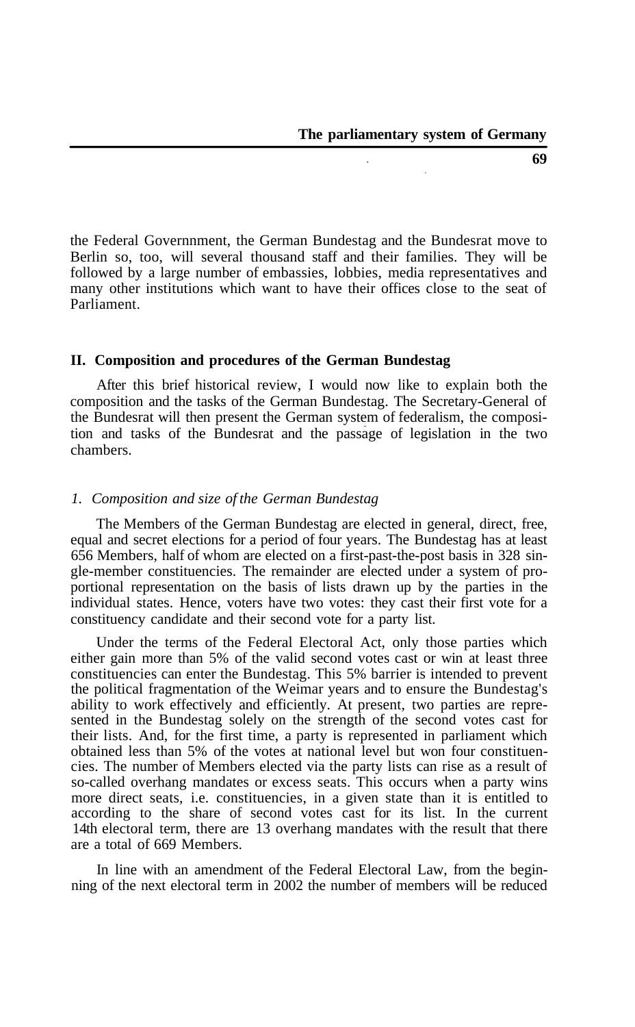the Federal Governnment, the German Bundestag and the Bundesrat move to Berlin so, too, will several thousand staff and their families. They will be followed by a large number of embassies, lobbies, media representatives and many other institutions which want to have their offices close to the seat of Parliament.

## II. Composition and procedures of the German Bundestag

After this brief historical review, I would now like to explain both the composition and the tasks of the German Bundestag. The Secretary-General of the Bundesrat will then present the German system of federalism, the composition and tasks of the Bundesrat and the passage of legislation in the two chambers.

### *1. Composition and size of the German Bundestag*

The Members of the German Bundestag are elected in general, direct, free, equal and secret elections for a period of four years. The Bundestag has at least 656 Members, half of whom are elected on a first-past-the-post basis in 328 single-member constituencies. The remainder are elected under a system of proportional representation on the basis of lists drawn up by the parties in the individual states. Hence, voters have two votes: they cast their first vote for a constituency candidate and their second vote for a party list.

Under the terms of the Federal Electoral Act, only those parties which either gain more than 5% of the valid second votes cast or win at least three constituencies can enter the Bundestag. This 5% barrier is intended to prevent the political fragmentation of the Weimar years and to ensure the Bundestag's ability to work effectively and efficiently. At present, two parties are represented in the Bundestag solely on the strength of the second votes cast for their lists. And, for the first time, a party is represented in parliament which obtained less than 5% of the votes at national level but won four constituencies. The number of Members elected via the party lists can rise as a result of so-called overhang mandates or excess seats. This occurs when a party wins more direct seats, i.e. constituencies, in a given state than it is entitled to according to the share of second votes cast for its list. In the current 14th electoral term, there are 13 overhang mandates with the result that there are a total of 669 Members.

In line with an amendment of the Federal Electoral Law, from the beginning of the next electoral term in 2002 the number of members will be reduced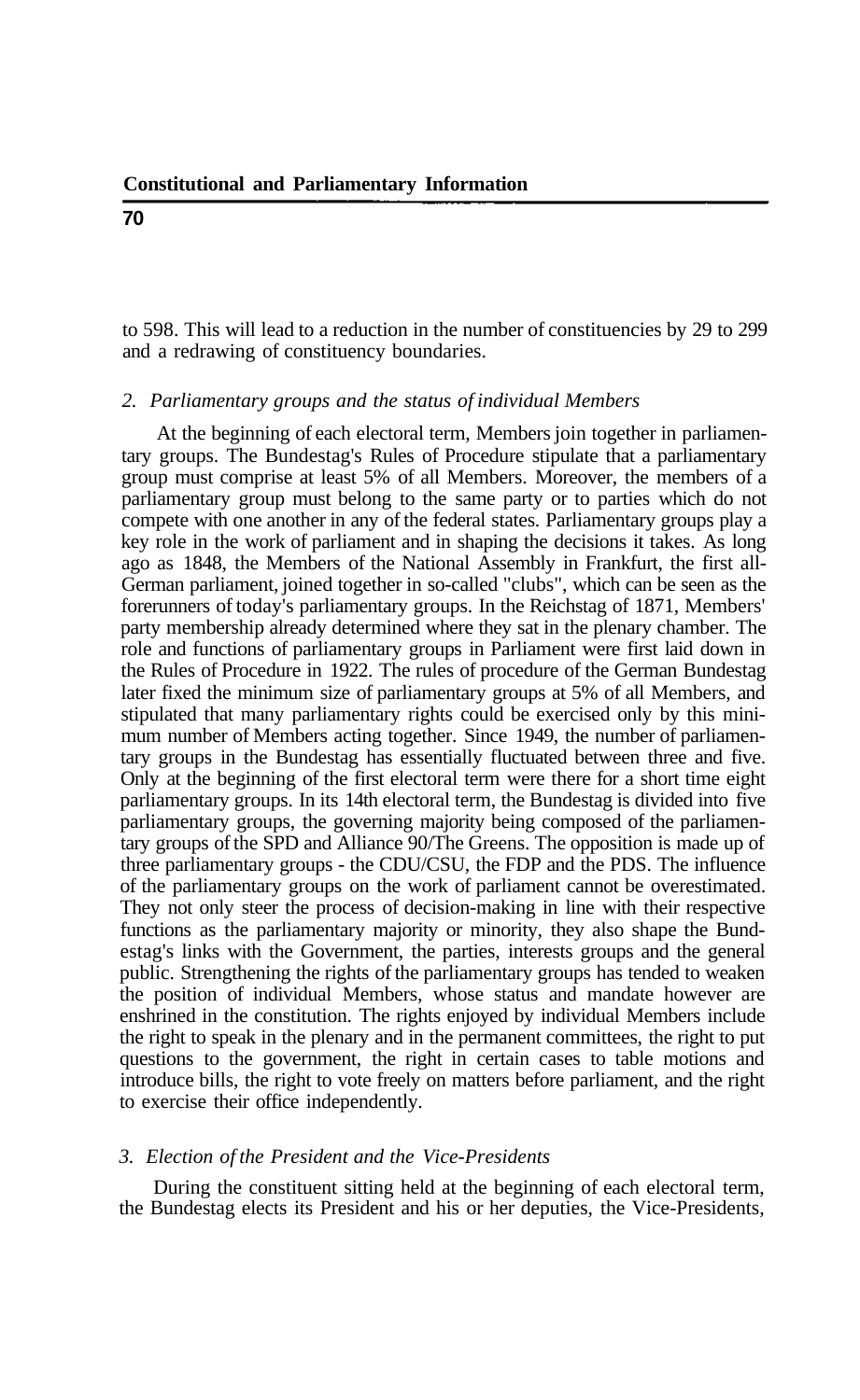to 598. This will lead to a reduction in the number of constituencies by 29 to 299 and a redrawing of constituency boundaries.

### *2. Parliamentary groups and the status of individual Members*

At the beginning of each electoral term, Members join together in parliamentary groups. The Bundestag's Rules of Procedure stipulate that a parliamentary group must comprise at least 5% of all Members. Moreover, the members of a parliamentary group must belong to the same party or to parties which do not compete with one another in any of the federal states. Parliamentary groups play a key role in the work of parliament and in shaping the decisions it takes. As long ago as 1848, the Members of the National Assembly in Frankfurt, the first all-German parliament, joined together in so-called "clubs", which can be seen as the forerunners of today's parliamentary groups. In the Reichstag of 1871, Members' party membership already determined where they sat in the plenary chamber. The role and functions of parliamentary groups in Parliament were first laid down in the Rules of Procedure in 1922. The rules of procedure of the German Bundestag later fixed the minimum size of parliamentary groups at 5% of all Members, and stipulated that many parliamentary rights could be exercised only by this minimum number of Members acting together. Since 1949, the number of parliamentary groups in the Bundestag has essentially fluctuated between three and five. Only at the beginning of the first electoral term were there for a short time eight parliamentary groups. In its 14th electoral term, the Bundestag is divided into five parliamentary groups, the governing majority being composed of the parliamentary groups of the SPD and Alliance 90/The Greens. The opposition is made up of three parliamentary groups - the CDU/CSU, the FDP and the PDS. The influence of the parliamentary groups on the work of parliament cannot be overestimated. They not only steer the process of decision-making in line with their respective functions as the parliamentary majority or minority, they also shape the Bundestag's links with the Government, the parties, interests groups and the general public. Strengthening the rights of the parliamentary groups has tended to weaken the position of individual Members, whose status and mandate however are enshrined in the constitution. The rights enjoyed by individual Members include the right to speak in the plenary and in the permanent committees, the right to put questions to the government, the right in certain cases to table motions and introduce bills, the right to vote freely on matters before parliament, and the right to exercise their office independently.

### *3. Election of the President and the Vice-Presidents*

During the constituent sitting held at the beginning of each electoral term, the Bundestag elects its President and his or her deputies, the Vice-Presidents,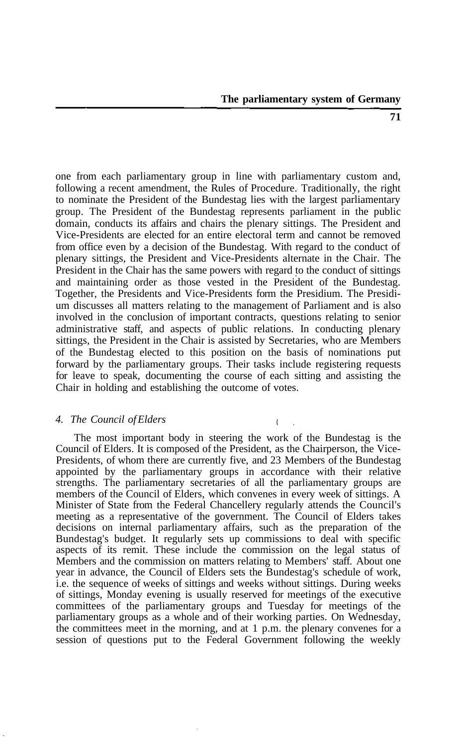one from each parliamentary group in line with parliamentary custom and, following a recent amendment, the Rules of Procedure. Traditionally, the right to nominate the President of the Bundestag lies with the largest parliamentary group. The President of the Bundestag represents parliament in the public domain, conducts its affairs and chairs the plenary sittings. The President and Vice-Presidents are elected for an entire electoral term and cannot be removed from office even by a decision of the Bundestag. With regard to the conduct of plenary sittings, the President and Vice-Presidents alternate in the Chair. The President in the Chair has the same powers with regard to the conduct of sittings and maintaining order as those vested in the President of the Bundestag. Together, the Presidents and Vice-Presidents form the Presidium. The Presidium discusses all matters relating to the management of Parliament and is also involved in the conclusion of important contracts, questions relating to senior administrative staff, and aspects of public relations. In conducting plenary sittings, the President in the Chair is assisted by Secretaries, who are Members of the Bundestag elected to this position on the basis of nominations put forward by the parliamentary groups. Their tasks include registering requests for leave to speak, documenting the course of each sitting and assisting the Chair in holding and establishing the outcome of votes.

### *4. The Council of Elders*

The most important body in steering the work of the Bundestag is the Council of Elders. It is composed of the President, as the Chairperson, the Vice-Presidents, of whom there are currently five, and 23 Members of the Bundestag appointed by the parliamentary groups in accordance with their relative strengths. The parliamentary secretaries of all the parliamentary groups are members of the Council of Elders, which convenes in every week of sittings. A Minister of State from the Federal Chancellery regularly attends the Council's meeting as a representative of the government. The Council of Elders takes decisions on internal parliamentary affairs, such as the preparation of the Bundestag's budget. It regularly sets up commissions to deal with specific aspects of its remit. These include the commission on the legal status of Members and the commission on matters relating to Members' staff. About one year in advance, the Council of Elders sets the Bundestag's schedule of work, i.e. the sequence of weeks of sittings and weeks without sittings. During weeks of sittings, Monday evening is usually reserved for meetings of the executive committees of the parliamentary groups and Tuesday for meetings of the parliamentary groups as a whole and of their working parties. On Wednesday, the committees meet in the morning, and at 1 p.m. the plenary convenes for a session of questions put to the Federal Government following the weekly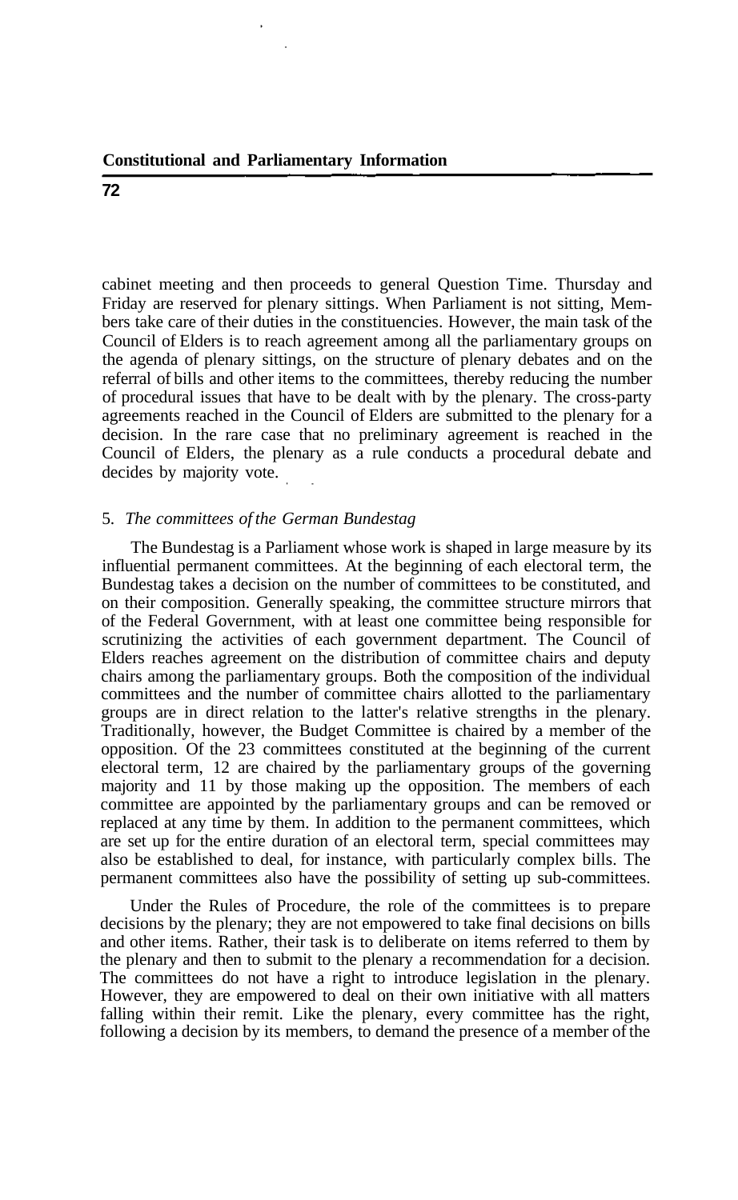cabinet meeting and then proceeds to general Question Time. Thursday and Friday are reserved for plenary sittings. When Parliament is not sitting, Members take care of their duties in the constituencies. However, the main task of the Council of Elders is to reach agreement among all the parliamentary groups on the agenda of plenary sittings, on the structure of plenary debates and on the referral of bills and other items to the committees, thereby reducing the number of procedural issues that have to be dealt with by the plenary. The cross-party agreements reached in the Council of Elders are submitted to the plenary for a decision. In the rare case that no preliminary agreement is reached in the Council of Elders, the plenary as a rule conducts a procedural debate and decides by majority vote.

### 5. *The committees of the German Bundestag*

The Bundestag is a Parliament whose work is shaped in large measure by its influential permanent committees. At the beginning of each electoral term, the Bundestag takes a decision on the number of committees to be constituted, and on their composition. Generally speaking, the committee structure mirrors that of the Federal Government, with at least one committee being responsible for scrutinizing the activities of each government department. The Council of Elders reaches agreement on the distribution of committee chairs and deputy chairs among the parliamentary groups. Both the composition of the individual committees and the number of committee chairs allotted to the parliamentary groups are in direct relation to the latter's relative strengths in the plenary. Traditionally, however, the Budget Committee is chaired by a member of the opposition. Of the 23 committees constituted at the beginning of the current electoral term, 12 are chaired by the parliamentary groups of the governing majority and 11 by those making up the opposition. The members of each committee are appointed by the parliamentary groups and can be removed or replaced at any time by them. In addition to the permanent committees, which are set up for the entire duration of an electoral term, special committees may also be established to deal, for instance, with particularly complex bills. The permanent committees also have the possibility of setting up sub-committees.

Under the Rules of Procedure, the role of the committees is to prepare decisions by the plenary; they are not empowered to take final decisions on bills and other items. Rather, their task is to deliberate on items referred to them by the plenary and then to submit to the plenary a recommendation for a decision. The committees do not have a right to introduce legislation in the plenary. However, they are empowered to deal on their own initiative with all matters falling within their remit. Like the plenary, every committee has the right, following a decision by its members, to demand the presence of a member of the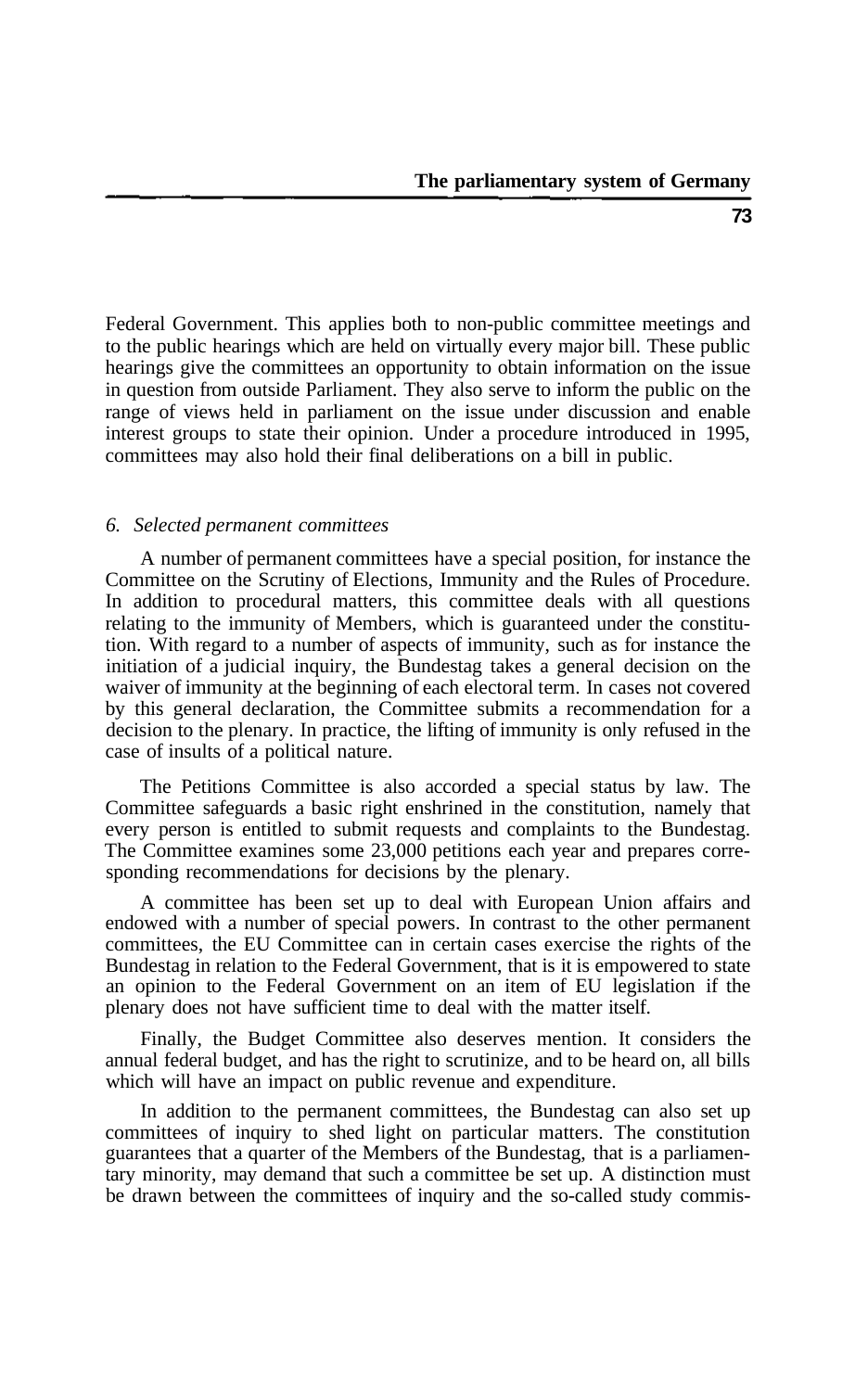Federal Government. This applies both to non-public committee meetings and to the public hearings which are held on virtually every major bill. These public hearings give the committees an opportunity to obtain information on the issue in question from outside Parliament. They also serve to inform the public on the range of views held in parliament on the issue under discussion and enable interest groups to state their opinion. Under a procedure introduced in 1995, committees may also hold their final deliberations on a bill in public.

### *6. Selected permanent committees*

A number of permanent committees have a special position, for instance the Committee on the Scrutiny of Elections, Immunity and the Rules of Procedure. In addition to procedural matters, this committee deals with all questions relating to the immunity of Members, which is guaranteed under the constitution. With regard to a number of aspects of immunity, such as for instance the initiation of a judicial inquiry, the Bundestag takes a general decision on the waiver of immunity at the beginning of each electoral term. In cases not covered by this general declaration, the Committee submits a recommendation for a decision to the plenary. In practice, the lifting of immunity is only refused in the case of insults of a political nature.

The Petitions Committee is also accorded a special status by law. The Committee safeguards a basic right enshrined in the constitution, namely that every person is entitled to submit requests and complaints to the Bundestag. The Committee examines some 23,000 petitions each year and prepares corresponding recommendations for decisions by the plenary.

A committee has been set up to deal with European Union affairs and endowed with a number of special powers. In contrast to the other permanent committees, the EU Committee can in certain cases exercise the rights of the Bundestag in relation to the Federal Government, that is it is empowered to state an opinion to the Federal Government on an item of EU legislation if the plenary does not have sufficient time to deal with the matter itself.

Finally, the Budget Committee also deserves mention. It considers the annual federal budget, and has the right to scrutinize, and to be heard on, all bills which will have an impact on public revenue and expenditure.

In addition to the permanent committees, the Bundestag can also set up committees of inquiry to shed light on particular matters. The constitution guarantees that a quarter of the Members of the Bundestag, that is a parliamentary minority, may demand that such a committee be set up. A distinction must be drawn between the committees of inquiry and the so-called study commis-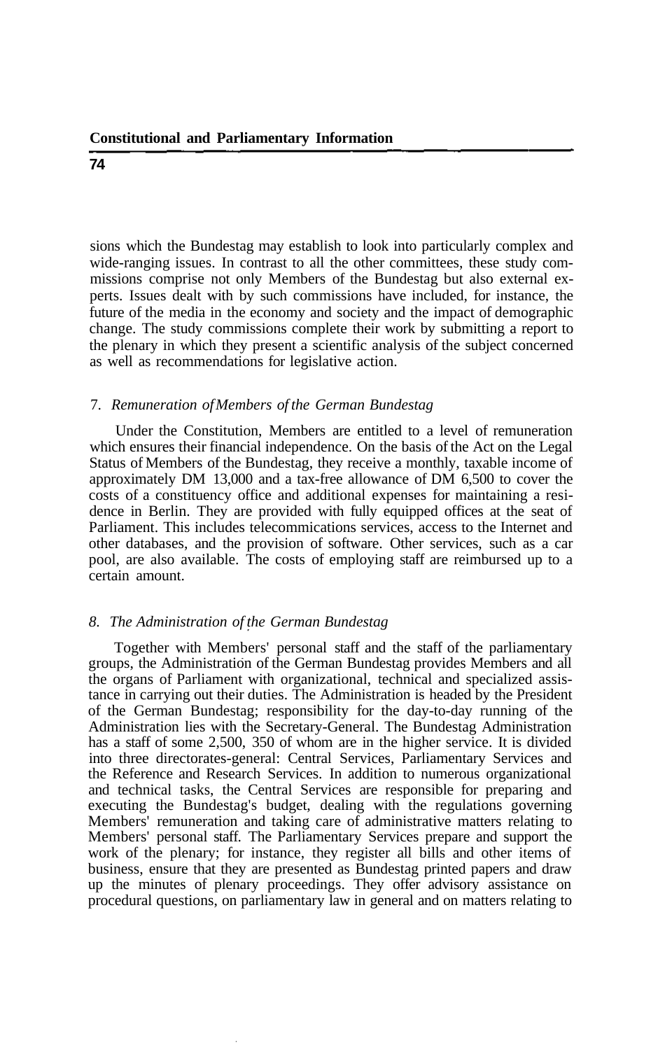sions which the Bundestag may establish to look into particularly complex and wide-ranging issues. In contrast to all the other committees, these study commissions comprise not only Members of the Bundestag but also external experts. Issues dealt with by such commissions have included, for instance, the future of the media in the economy and society and the impact of demographic change. The study commissions complete their work by submitting a report to the plenary in which they present a scientific analysis of the subject concerned as well as recommendations for legislative action.

### 7. *Remuneration of Members of the German Bundestag*

Under the Constitution, Members are entitled to a level of remuneration which ensures their financial independence. On the basis of the Act on the Legal Status of Members of the Bundestag, they receive a monthly, taxable income of approximately DM 13,000 and a tax-free allowance of DM 6,500 to cover the costs of a constituency office and additional expenses for maintaining a residence in Berlin. They are provided with fully equipped offices at the seat of Parliament. This includes telecommications services, access to the Internet and other databases, and the provision of software. Other services, such as a car pool, are also available. The costs of employing staff are reimbursed up to a certain amount.

### 8. *The Administration of the German Bundestag*

Together with Members' personal staff and the staff of the parliamentary groups, the Administration of the German Bundestag provides Members and all the organs of Parliament with organizational, technical and specialized assistance in carrying out their duties. The Administration is headed by the President of the German Bundestag; responsibility for the day-to-day running of the Administration lies with the Secretary-General. The Bundestag Administration has a staff of some 2,500, 350 of whom are in the higher service. It is divided into three directorates-general: Central Services, Parliamentary Services and the Reference and Research Services. In addition to numerous organizational and technical tasks, the Central Services are responsible for preparing and executing the Bundestag's budget, dealing with the regulations governing Members' remuneration and taking care of administrative matters relating to Members' personal staff. The Parliamentary Services prepare and support the work of the plenary; for instance, they register all bills and other items of business, ensure that they are presented as Bundestag printed papers and draw up the minutes of plenary proceedings. They offer advisory assistance on procedural questions, on parliamentary law in general and on matters relating to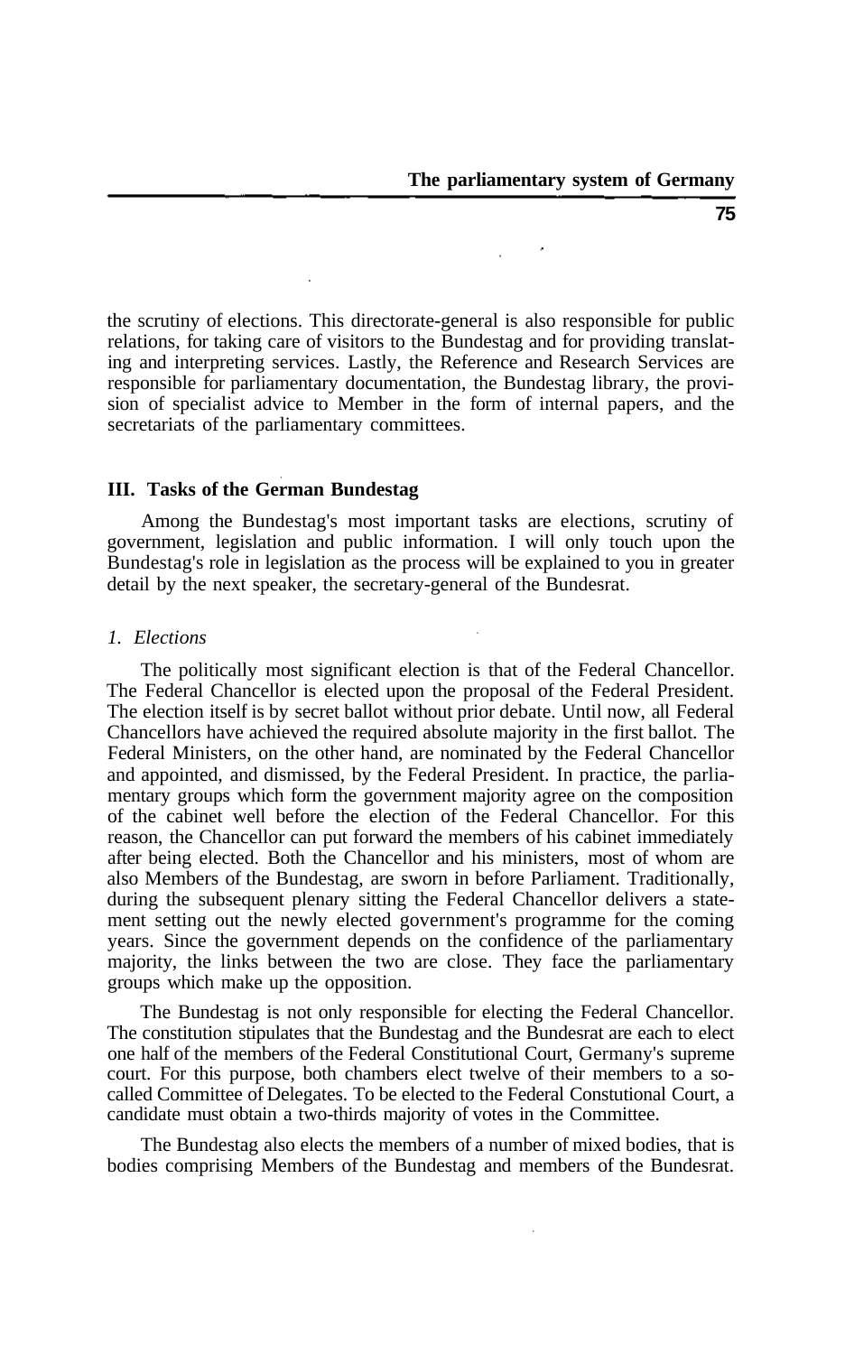the scrutiny of elections. This directorate-general is also responsible for public relations, for taking care of visitors to the Bundestag and for providing translating and interpreting services. Lastly, the Reference and Research Services are responsible for parliamentary documentation, the Bundestag library, the provision of specialist advice to Member in the form of internal papers, and the secretariats of the parliamentary committees.

## III. Tasks of the German Bundestag

Among the Bundestag's most important tasks are elections, scrutiny of government, legislation and public information. I will only touch upon the Bundestag's role in legislation as the process will be explained to you in greater detail by the next speaker, the secretary-general of the Bundesrat.

### *1. Elections*

The politically most significant election is that of the Federal Chancellor. The Federal Chancellor is elected upon the proposal of the Federal President. The election itself is by secret ballot without prior debate. Until now, all Federal Chancellors have achieved the required absolute majority in the first ballot. The Federal Ministers, on the other hand, are nominated by the Federal Chancellor and appointed, and dismissed, by the Federal President. In practice, the parliamentary groups which form the government majority agree on the composition of the cabinet well before the election of the Federal Chancellor. For this reason, the Chancellor can put forward the members of his cabinet immediately after being elected. Both the Chancellor and his ministers, most of whom are also Members of the Bundestag, are sworn in before Parliament. Traditionally, during the subsequent plenary sitting the Federal Chancellor delivers a statement setting out the newly elected government's programme for the coming years. Since the government depends on the confidence of the parliamentary majority, the links between the two are close. They face the parliamentary groups which make up the opposition.

The Bundestag is not only responsible for electing the Federal Chancellor. The constitution stipulates that the Bundestag and the Bundesrat are each to elect one half of the members of the Federal Constitutional Court, Germany's supreme court. For this purpose, both chambers elect twelve of their members to a so-called Committee of Delegates. To be elected to the Federal Constutional Court, a candidate must obtain a two-thirds majority of votes in the Committee.

The Bundestag also elects the members of a number of mixed bodies, that is bodies comprising Members of the Bundestag and members of the Bundesrat.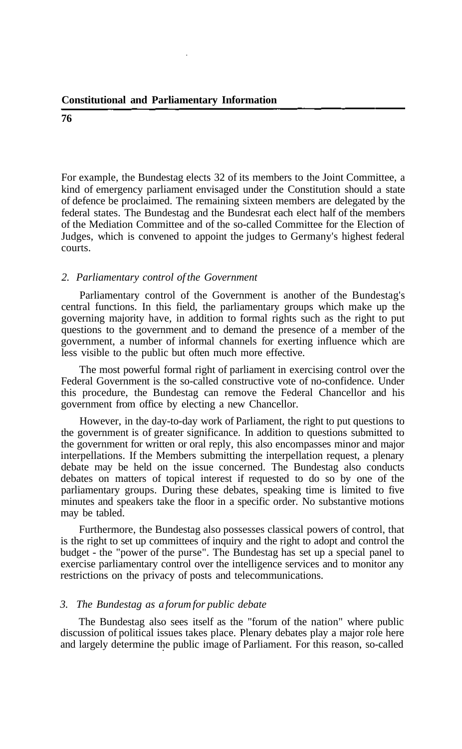For example, the Bundestag elects 32 of its members to the Joint Committee, a kind of emergency parliament envisaged under the Constitution should a state of defence be proclaimed. The remaining sixteen members are delegated by the federal states. The Bundestag and the Bundesrat each elect half of the members of the Mediation Committee and of the so-called Committee for the Election of Judges, which is convened to appoint the judges to Germany's highest federal courts.

### *2. Parliamentary control of the Government*

Parliamentary control of the Government is another of the Bundestag's central functions. In this field, the parliamentary groups which make up the governing majority have, in addition to formal rights such as the right to put questions to the government and to demand the presence of a member of the government, a number of informal channels for exerting influence which are less visible to the public but often much more effective.

The most powerful formal right of parliament in exercising control over the Federal Government is the so-called constructive vote of no-confidence. Under this procedure, the Bundestag can remove the Federal Chancellor and his government from office by electing a new Chancellor.

However, in the day-to-day work of Parliament, the right to put questions to the government is of greater significance. In addition to questions submitted to the government for written or oral reply, this also encompasses minor and major interpellations. If the Members submitting the interpellation request, a plenary debate may be held on the issue concerned. The Bundestag also conducts debates on matters of topical interest if requested to do so by one of the parliamentary groups. During these debates, speaking time is limited to five minutes and speakers take the floor in a specific order. No substantive motions may be tabled.

Furthermore, the Bundestag also possesses classical powers of control, that is the right to set up committees of inquiry and the right to adopt and control the budget - the "power of the purse". The Bundestag has set up a special panel to exercise parliamentary control over the intelligence services and to monitor any restrictions on the privacy of posts and telecommunications.

### *3. The Bundestag as a forum for public debate*

The Bundestag also sees itself as the "forum of the nation" where public discussion of political issues takes place. Plenary debates play a major role here and largely determine the public image of Parliament. For this reason, so-called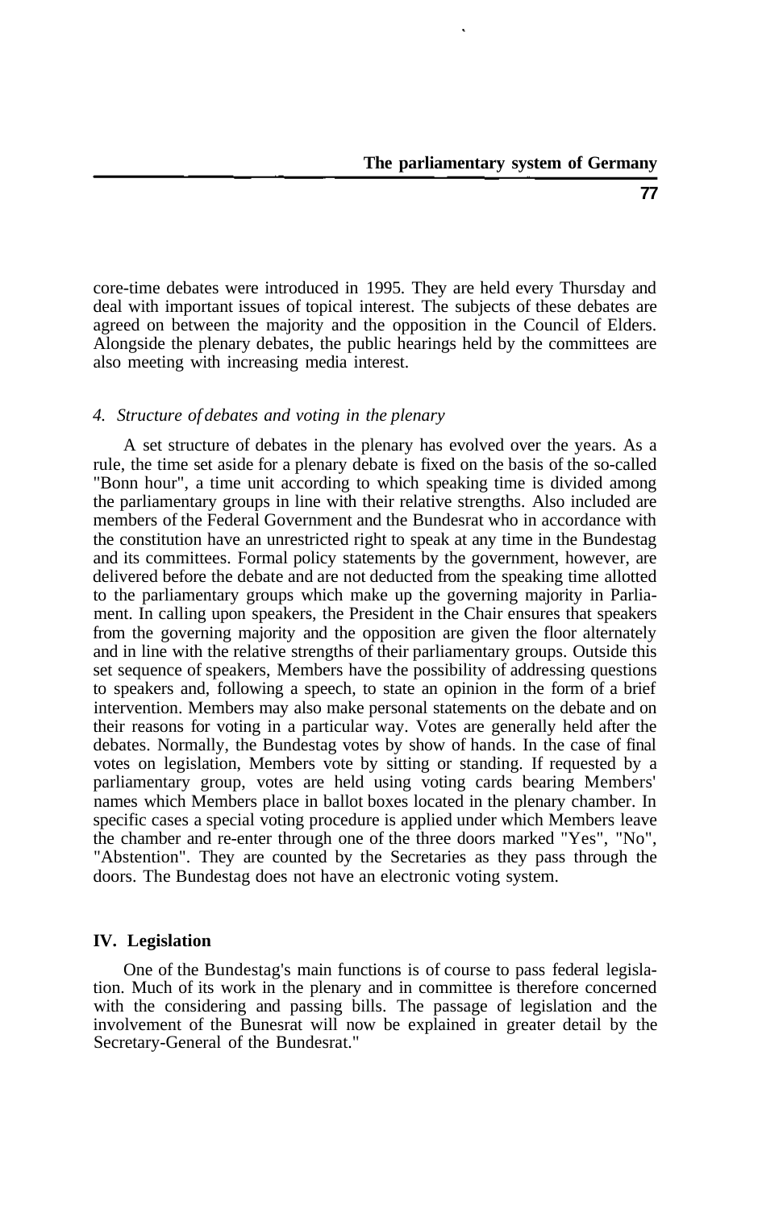core-time debates were introduced in 1995. They are held every Thursday and deal with important issues of topical interest. The subjects of these debates are agreed on between the majority and the opposition in the Council of Elders. Alongside the plenary debates, the public hearings held by the committees are also meeting with increasing media interest.

### *4. Structure of debates and voting in the plenary*

A set structure of debates in the plenary has evolved over the years. As a rule, the time set aside for a plenary debate is fixed on the basis of the so-called "Bonn hour", a time unit according to which speaking time is divided among the parliamentary groups in line with their relative strengths. Also included are members of the Federal Government and the Bundesrat who in accordance with the constitution have an unrestricted right to speak at any time in the Bundestag and its committees. Formal policy statements by the government, however, are delivered before the debate and are not deducted from the speaking time allotted to the parliamentary groups which make up the governing majority in Parliament. In calling upon speakers, the President in the Chair ensures that speakers from the governing majority and the opposition are given the floor alternately and in line with the relative strengths of their parliamentary groups. Outside this set sequence of speakers, Members have the possibility of addressing questions to speakers and, following a speech, to state an opinion in the form of a brief intervention. Members may also make personal statements on the debate and on their reasons for voting in a particular way. Votes are generally held after the debates. Normally, the Bundestag votes by show of hands. In the case of final votes on legislation, Members vote by sitting or standing. If requested by a parliamentary group, votes are held using voting cards bearing Members' names which Members place in ballot boxes located in the plenary chamber. In specific cases a special voting procedure is applied under which Members leave the chamber and re-enter through one of the three doors marked "Yes", "No", "Abstention". They are counted by the Secretaries as they pass through the doors. The Bundestag does not have an electronic voting system.

## IV. Legislation

One of the Bundestag's main functions is of course to pass federal legislation. Much of its work in the plenary and in committee is therefore concerned with the considering and passing bills. The passage of legislation and the involvement of the Bunesrat will now be explained in greater detail by the Secretary-General of the Bundesrat."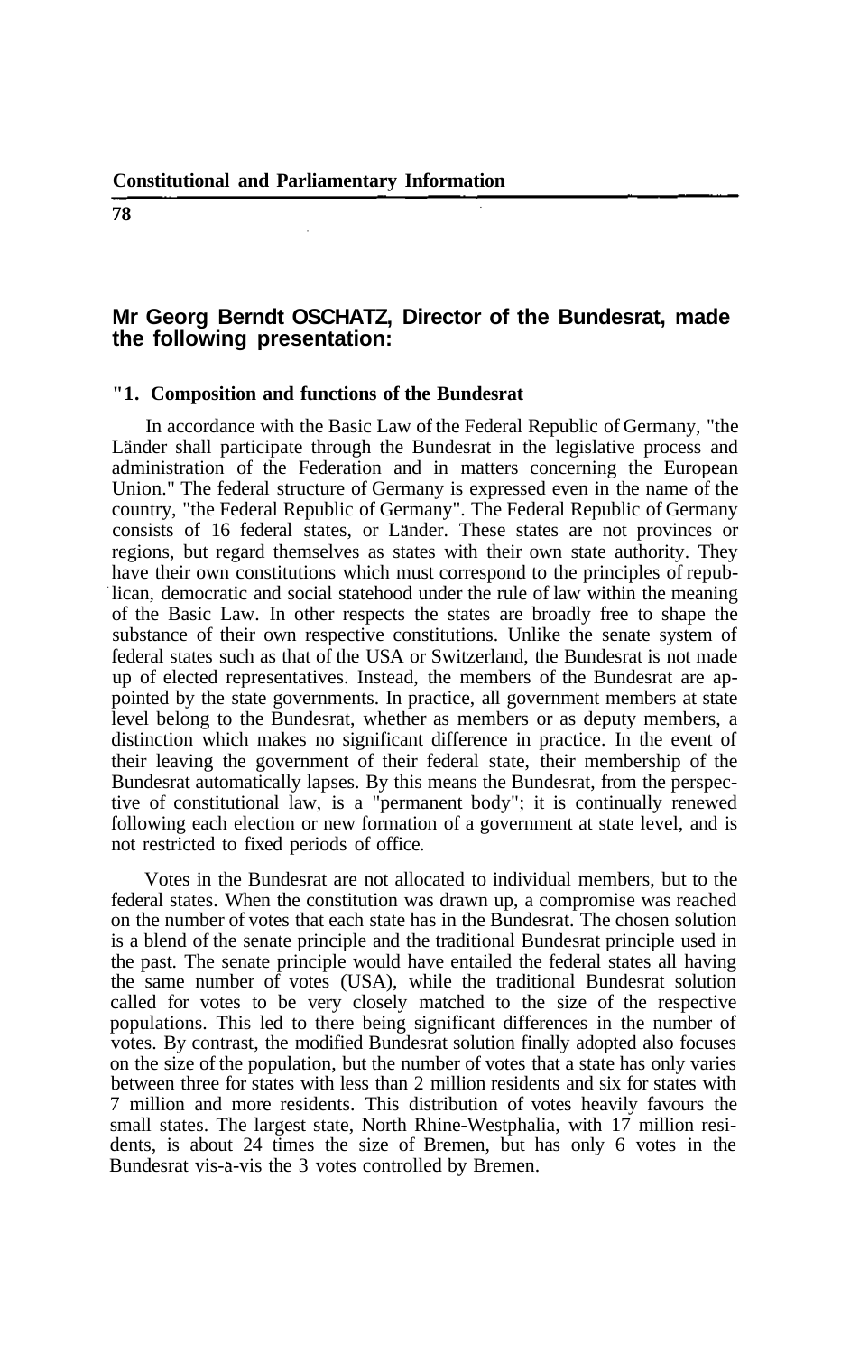**Mr Georg Berndt OSCHATZ, Director of the Bundesrat, made the following presentation:**

**"1. Composition and functions of the Bundesrat**

In accordance with the Basic Law of the Federal Republic of Germany, "the Länder shall participate through the Bundesrat in the legislative process and administration of the Federation and in matters concerning the European Union." The federal structure of Germany is expressed even in the name of the country, "the Federal Republic of Germany". The Federal Republic of Germany consists of 16 federal states, or Länder. These states are not provinces or regions, but regard themselves as states with their own state authority. They have their own constitutions which must correspond to the principles of republican, democratic and social statehood under the rule of law within the meaning of the Basic Law. In other respects the states are broadly free to shape the substance of their own respective constitutions. Unlike the senate system of federal states such as that of the USA or Switzerland, the Bundesrat is not made up of elected representatives. Instead, the members of the Bundesrat are appointed by the state governments. In practice, all government members at state level belong to the Bundesrat, whether as members or as deputy members, a distinction which makes no significant difference in practice. In the event of their leaving the government of their federal state, their membership of the Bundesrat automatically lapses. By this means the Bundesrat, from the perspective of constitutional law, is a "permanent body"; it is continually renewed following each election or new formation of a government at state level, and is not restricted to fixed periods of office.

Votes in the Bundesrat are not allocated to individual members, but to the federal states. When the constitution was drawn up, a compromise was reached on the number of votes that each state has in the Bundesrat. The chosen solution is a blend of the senate principle and the traditional Bundesrat principle used in the past. The senate principle would have entailed the federal states all having the same number of votes (USA), while the traditional Bundesrat solution called for votes to be very closely matched to the size of the respective populations. This led to there being significant differences in the number of votes. By contrast, the modified Bundesrat solution finally adopted also focuses on the size of the population, but the number of votes that a state has only varies between three for states with less than 2 million residents and six for states with 7 million and more residents. This distribution of votes heavily favours the small states. The largest state, North Rhine-Westphalia, with 17 million residents, is about 24 times the size of Bremen, but has only 6 votes in the Bundesrat vis-à-vis the 3 votes controlled by Bremen.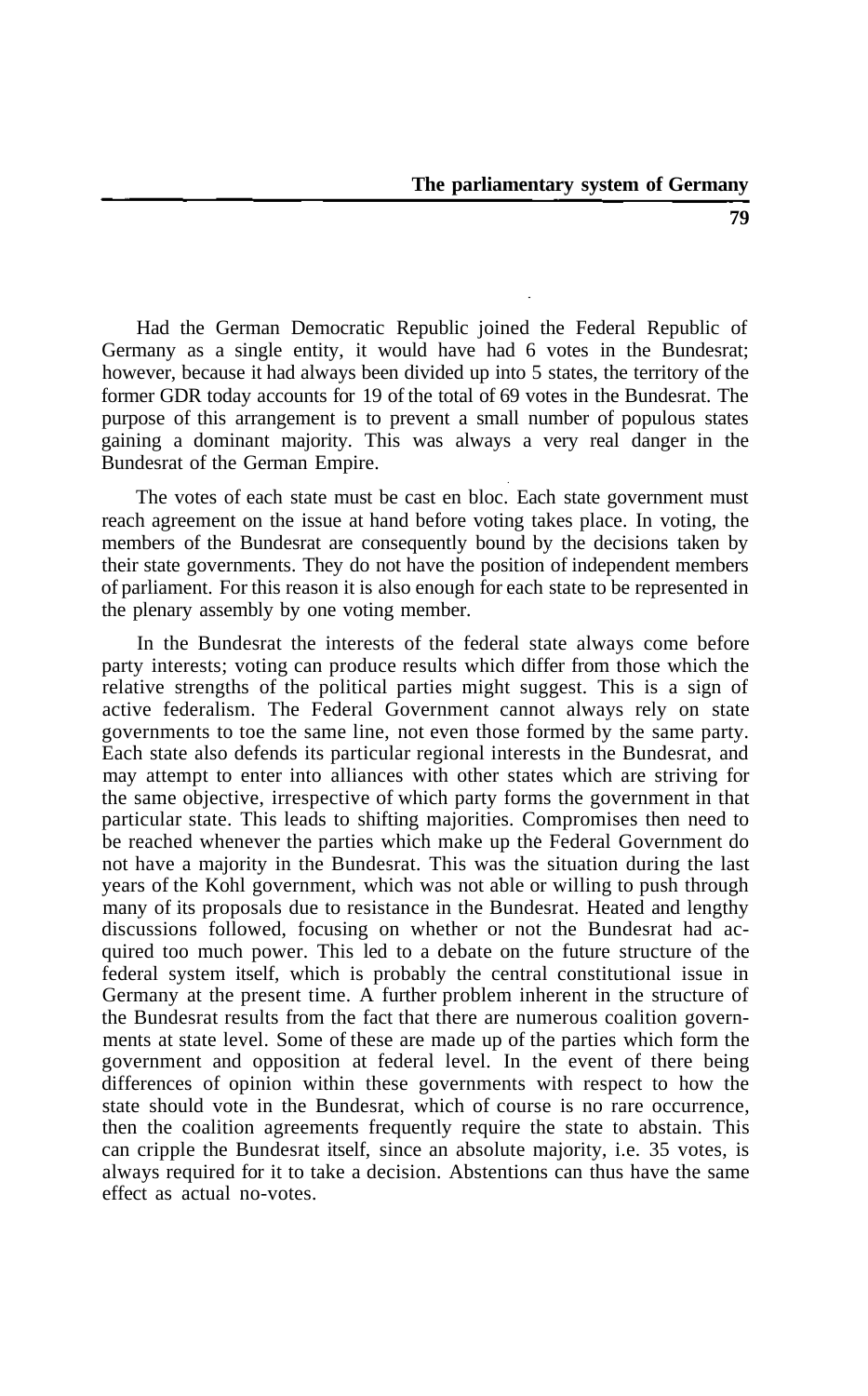Had the German Democratic Republic joined the Federal Republic of Germany as a single entity, it would have had 6 votes in the Bundesrat; however, because it had always been divided up into 5 states, the territory of the former GDR today accounts for 19 of the total of 69 votes in the Bundesrat. The purpose of this arrangement is to prevent a small number of populous states gaining a dominant majority. This was always a very real danger in the Bundesrat of the German Empire.

The votes of each state must be cast en bloc. Each state government must reach agreement on the issue at hand before voting takes place. In voting, the members of the Bundesrat are consequently bound by the decisions taken by their state governments. They do not have the position of independent members of parliament. For this reason it is also enough for each state to be represented in the plenary assembly by one voting member.

In the Bundesrat the interests of the federal state always come before party interests; voting can produce results which differ from those which the relative strengths of the political parties might suggest. This is a sign of active federalism. The Federal Government cannot always rely on state governments to toe the same line, not even those formed by the same party. Each state also defends its particular regional interests in the Bundesrat, and may attempt to enter into alliances with other states which are striving for the same objective, irrespective of which party forms the government in that particular state. This leads to shifting majorities. Compromises then need to be reached whenever the parties which make up the Federal Government do not have a majority in the Bundesrat. This was the situation during the last years of the Kohl government, which was not able or willing to push through many of its proposals due to resistance in the Bundesrat. Heated and lengthy discussions followed, focusing on whether or not the Bundesrat had acquired too much power. This led to a debate on the future structure of the federal system itself, which is probably the central constitutional issue in Germany at the present time. A further problem inherent in the structure of the Bundesrat results from the fact that there are numerous coalition governments at state level. Some of these are made up of the parties which form the government and opposition at federal level. In the event of there being differences of opinion within these governments with respect to how the state should vote in the Bundesrat, which of course is no rare occurrence, then the coalition agreements frequently require the state to abstain. This can cripple the Bundesrat itself, since an absolute majority, i.e. 35 votes, is always required for it to take a decision. Abstentions can thus have the same effect as actual no-votes.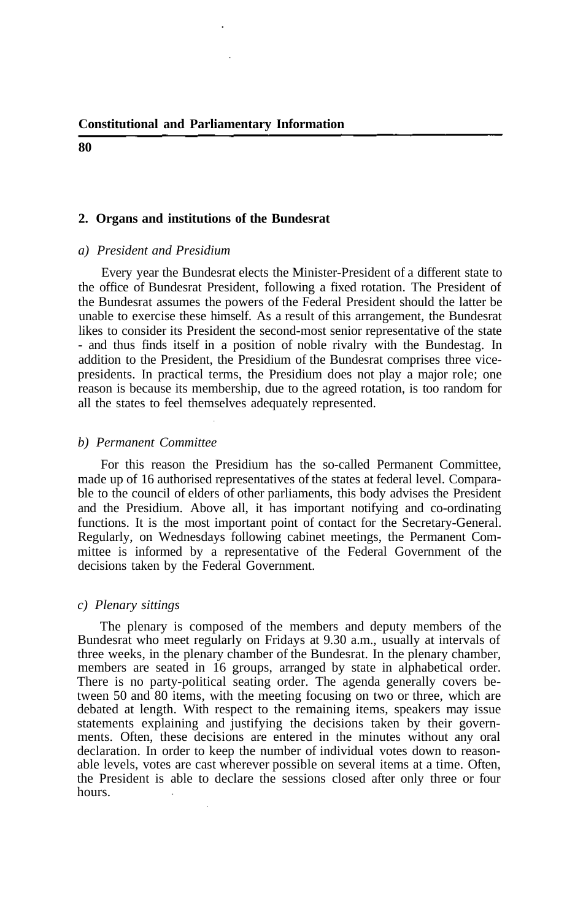## 2. Organs and institutions of the Bundesrat

### *a) President and Presidium*

Every year the Bundesrat elects the Minister-President of a different state to the office of Bundesrat President, following a fixed rotation. The President of the Bundesrat assumes the powers of the Federal President should the latter be unable to exercise these himself. As a result of this arrangement, the Bundesrat likes to consider its President the second-most senior representative of the state - and thus finds itself in a position of noble rivalry with the Bundestag. In addition to the President, the Presidium of the Bundesrat comprises three vice-presidents. In practical terms, the Presidium does not play a major role; one reason is because its membership, due to the agreed rotation, is too random for all the states to feel themselves adequately represented.

### *b) Permanent Committee*

For this reason the Presidium has the so-called Permanent Committee, made up of 16 authorised representatives of the states at federal level. Comparable to the council of elders of other parliaments, this body advises the President and the Presidium. Above all, it has important notifying and co-ordinating functions. It is the most important point of contact for the Secretary-General. Regularly, on Wednesdays following cabinet meetings, the Permanent Committee is informed by a representative of the Federal Government of the decisions taken by the Federal Government.

### *c) Plenary sittings*

The plenary is composed of the members and deputy members of the Bundesrat who meet regularly on Fridays at 9.30 a.m., usually at intervals of three weeks, in the plenary chamber of the Bundesrat. In the plenary chamber, members are seated in 16 groups, arranged by state in alphabetical order. There is no party-political seating order. The agenda generally covers between 50 and 80 items, with the meeting focusing on two or three, which are debated at length. With respect to the remaining items, speakers may issue statements explaining and justifying the decisions taken by their governments. Often, these decisions are entered in the minutes without any oral declaration. In order to keep the number of individual votes down to reasonable levels, votes are cast wherever possible on several items at a time. Often, the President is able to declare the sessions closed after only three or four hours.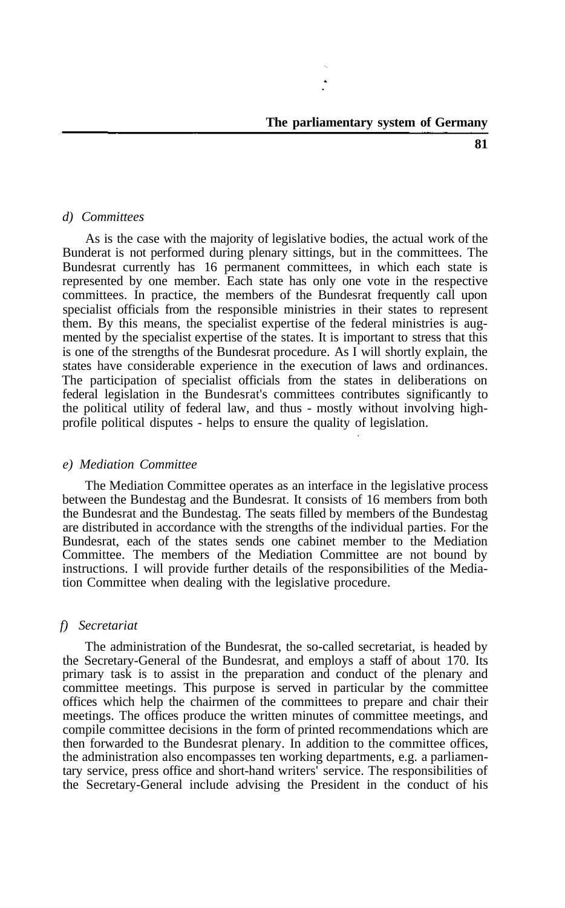*d) Committees*

As is the case with the majority of legislative bodies, the actual work of the Bunderat is not performed during plenary sittings, but in the committees. The Bundesrat currently has 16 permanent committees, in which each state is represented by one member. Each state has only one vote in the respective committees. In practice, the members of the Bundesrat frequently call upon specialist officials from the responsible ministries in their states to represent them. By this means, the specialist expertise of the federal ministries is augmented by the specialist expertise of the states. It is important to stress that this is one of the strengths of the Bundesrat procedure. As I will shortly explain, the states have considerable experience in the execution of laws and ordinances. The participation of specialist officials from the states in deliberations on federal legislation in the Bundesrat's committees contributes significantly to the political utility of federal law, and thus - mostly without involving high-profile political disputes - helps to ensure the quality of legislation.

*e) Mediation Committee*

The Mediation Committee operates as an interface in the legislative process between the Bundestag and the Bundesrat. It consists of 16 members from both the Bundesrat and the Bundestag. The seats filled by members of the Bundestag are distributed in accordance with the strengths of the individual parties. For the Bundesrat, each of the states sends one cabinet member to the Mediation Committee. The members of the Mediation Committee are not bound by instructions. I will provide further details of the responsibilities of the Mediation Committee when dealing with the legislative procedure.

*f) Secretariat*

The administration of the Bundesrat, the so-called secretariat, is headed by the Secretary-General of the Bundesrat, and employs a staff of about 170. Its primary task is to assist in the preparation and conduct of the plenary and committee meetings. This purpose is served in particular by the committee offices which help the chairmen of the committees to prepare and chair their meetings. The offices produce the written minutes of committee meetings, and compile committee decisions in the form of printed recommendations which are then forwarded to the Bundesrat plenary. In addition to the committee offices, the administration also encompasses ten working departments, e.g. a parliamentary service, press office and short-hand writers' service. The responsibilities of the Secretary-General include advising the President in the conduct of his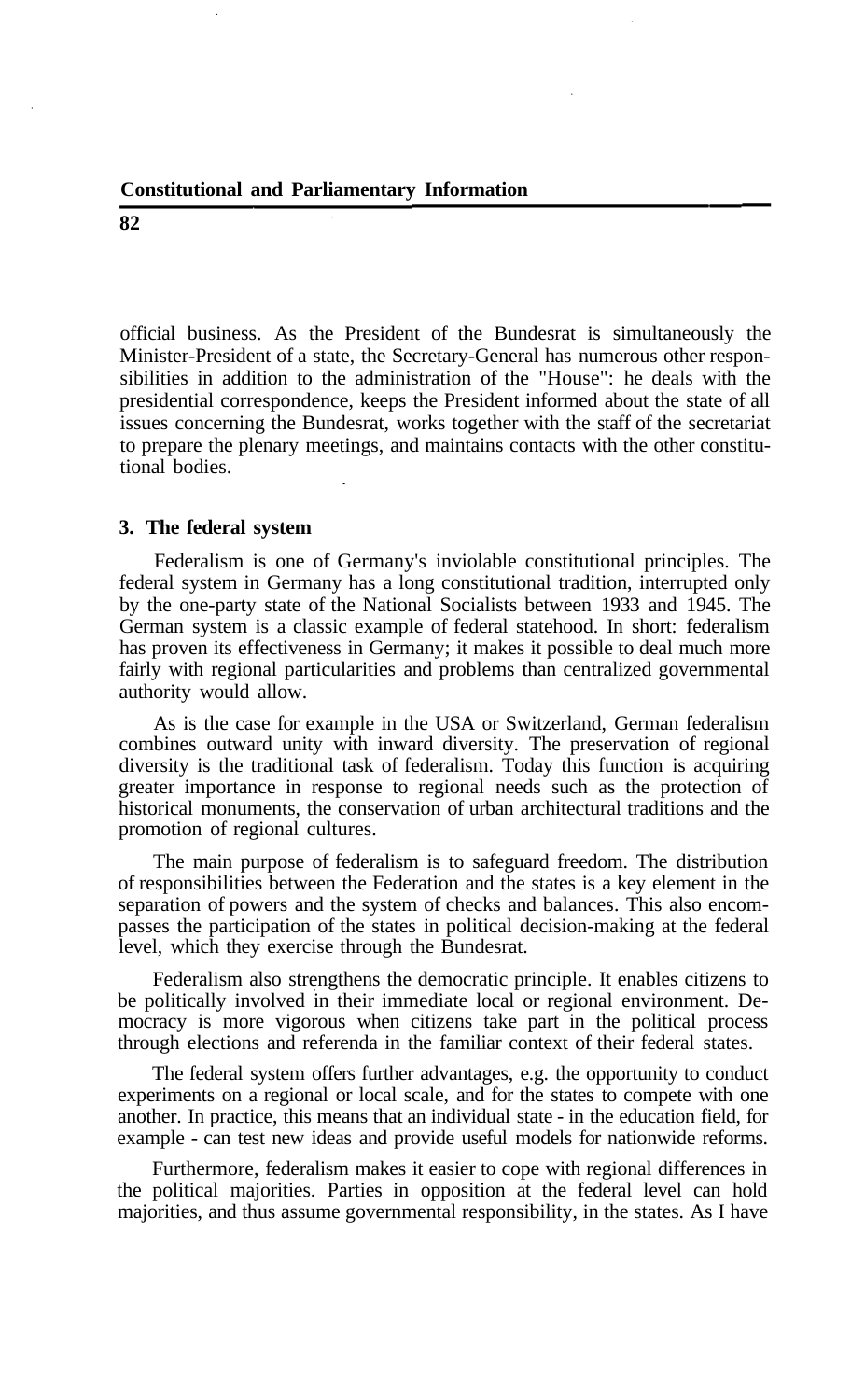official business. As the President of the Bundesrat is simultaneously the Minister-President of a state, the Secretary-General has numerous other responsibilities in addition to the administration of the "House": he deals with the presidential correspondence, keeps the President informed about the state of all issues concerning the Bundesrat, works together with the staff of the secretariat to prepare the plenary meetings, and maintains contacts with the other constitutional bodies.

### 3. The federal system

Federalism is one of Germany's inviolable constitutional principles. The federal system in Germany has a long constitutional tradition, interrupted only by the one-party state of the National Socialists between 1933 and 1945. The German system is a classic example of federal statehood. In short: federalism has proven its effectiveness in Germany; it makes it possible to deal much more fairly with regional particularities and problems than centralized governmental authority would allow.

As is the case for example in the USA or Switzerland, German federalism combines outward unity with inward diversity. The preservation of regional diversity is the traditional task of federalism. Today this function is acquiring greater importance in response to regional needs such as the protection of historical monuments, the conservation of urban architectural traditions and the promotion of regional cultures.

The main purpose of federalism is to safeguard freedom. The distribution of responsibilities between the Federation and the states is a key element in the separation of powers and the system of checks and balances. This also encompasses the participation of the states in political decision-making at the federal level, which they exercise through the Bundesrat.

Federalism also strengthens the democratic principle. It enables citizens to be politically involved in their immediate local or regional environment. Democracy is more vigorous when citizens take part in the political process through elections and referenda in the familiar context of their federal states.

The federal system offers further advantages, e.g. the opportunity to conduct experiments on a regional or local scale, and for the states to compete with one another. In practice, this means that an individual state - in the education field, for example - can test new ideas and provide useful models for nationwide reforms.

Furthermore, federalism makes it easier to cope with regional differences in the political majorities. Parties in opposition at the federal level can hold majorities, and thus assume governmental responsibility, in the states. As I have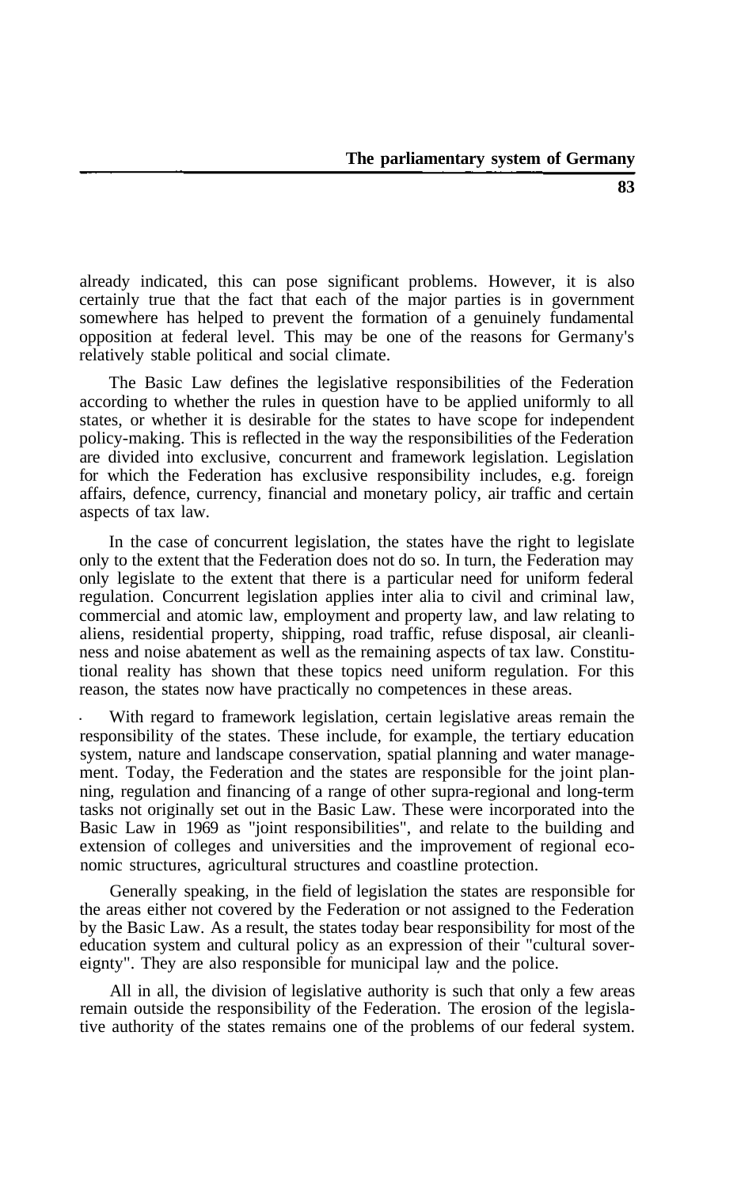already indicated, this can pose significant problems. However, it is also certainly true that the fact that each of the major parties is in government somewhere has helped to prevent the formation of a genuinely fundamental opposition at federal level. This may be one of the reasons for Germany's relatively stable political and social climate.

The Basic Law defines the legislative responsibilities of the Federation according to whether the rules in question have to be applied uniformly to all states, or whether it is desirable for the states to have scope for independent policy-making. This is reflected in the way the responsibilities of the Federation are divided into exclusive, concurrent and framework legislation. Legislation for which the Federation has exclusive responsibility includes, e.g. foreign affairs, defence, currency, financial and monetary policy, air traffic and certain aspects of tax law.

In the case of concurrent legislation, the states have the right to legislate only to the extent that the Federation does not do so. In turn, the Federation may only legislate to the extent that there is a particular need for uniform federal regulation. Concurrent legislation applies inter alia to civil and criminal law, commercial and atomic law, employment and property law, and law relating to aliens, residential property, shipping, road traffic, refuse disposal, air cleanliness and noise abatement as well as the remaining aspects of tax law. Constitutional reality has shown that these topics need uniform regulation. For this reason, the states now have practically no competences in these areas.

With regard to framework legislation, certain legislative areas remain the responsibility of the states. These include, for example, the tertiary education system, nature and landscape conservation, spatial planning and water management. Today, the Federation and the states are responsible for the joint planning, regulation and financing of a range of other supra-regional and long-term tasks not originally set out in the Basic Law. These were incorporated into the Basic Law in 1969 as "joint responsibilities", and relate to the building and extension of colleges and universities and the improvement of regional economic structures, agricultural structures and coastline protection.

Generally speaking, in the field of legislation the states are responsible for the areas either not covered by the Federation or not assigned to the Federation by the Basic Law. As a result, the states today bear responsibility for most of the education system and cultural policy as an expression of their "cultural sovereignty". They are also responsible for municipal law and the police.

All in all, the division of legislative authority is such that only a few areas remain outside the responsibility of the Federation. The erosion of the legislative authority of the states remains one of the problems of our federal system.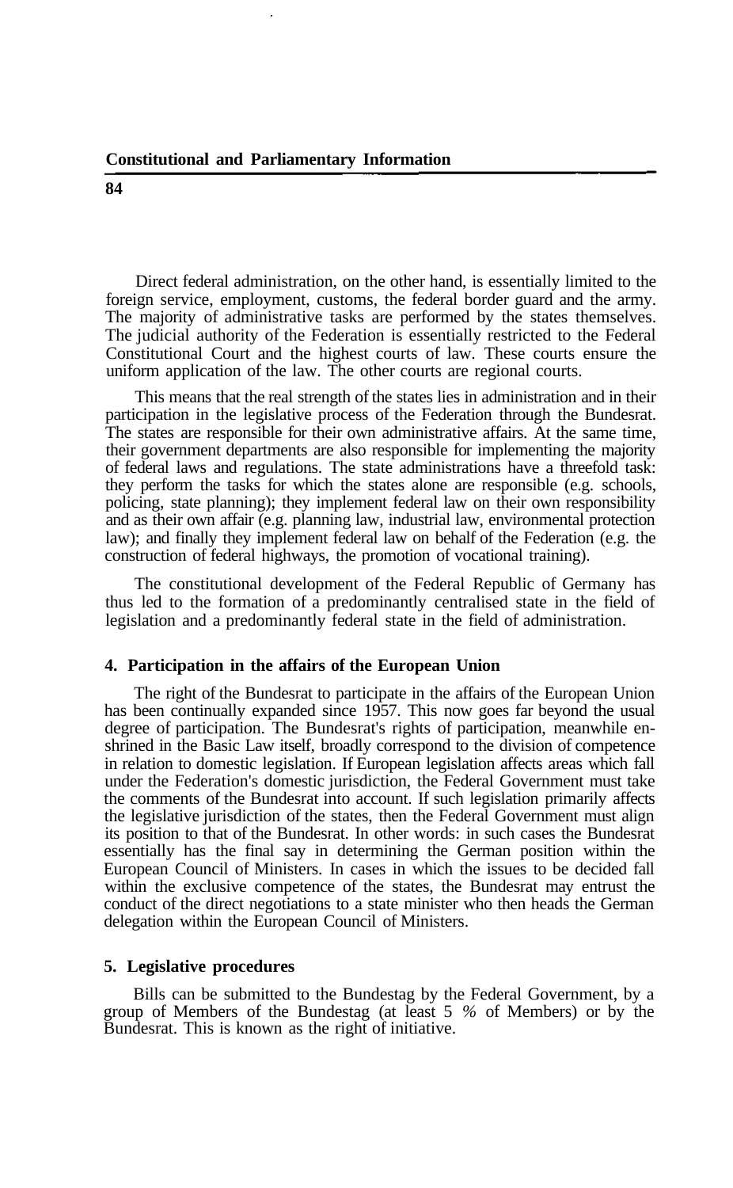Direct federal administration, on the other hand, is essentially limited to the foreign service, employment, customs, the federal border guard and the army. The majority of administrative tasks are performed by the states themselves. The judicial authority of the Federation is essentially restricted to the Federal Constitutional Court and the highest courts of law. These courts ensure the uniform application of the law. The other courts are regional courts.

This means that the real strength of the states lies in administration and in their participation in the legislative process of the Federation through the Bundesrat. The states are responsible for their own administrative affairs. At the same time, their government departments are also responsible for implementing the majority of federal laws and regulations. The state administrations have a threefold task: they perform the tasks for which the states alone are responsible (e.g. schools, policing, state planning); they implement federal law on their own responsibility and as their own affair (e.g. planning law, industrial law, environmental protection law); and finally they implement federal law on behalf of the Federation (e.g. the construction of federal highways, the promotion of vocational training).

The constitutional development of the Federal Republic of Germany has thus led to the formation of a predominantly centralised state in the field of legislation and a predominantly federal state in the field of administration.

### 4. Participation in the affairs of the European Union

The right of the Bundesrat to participate in the affairs of the European Union has been continually expanded since 1957. This now goes far beyond the usual degree of participation. The Bundesrat's rights of participation, meanwhile enshrined in the Basic Law itself, broadly correspond to the division of competence in relation to domestic legislation. If European legislation affects areas which fall under the Federation's domestic jurisdiction, the Federal Government must take the comments of the Bundesrat into account. If such legislation primarily affects the legislative jurisdiction of the states, then the Federal Government must align its position to that of the Bundesrat. In other words: in such cases the Bundesrat essentially has the final say in determining the German position within the European Council of Ministers. In cases in which the issues to be decided fall within the exclusive competence of the states, the Bundesrat may entrust the conduct of the direct negotiations to a state minister who then heads the German delegation within the European Council of Ministers.

### 5. Legislative procedures

Bills can be submitted to the Bundestag by the Federal Government, by a group of Members of the Bundestag (at least 5 % of Members) or by the Bundesrat. This is known as the right of initiative.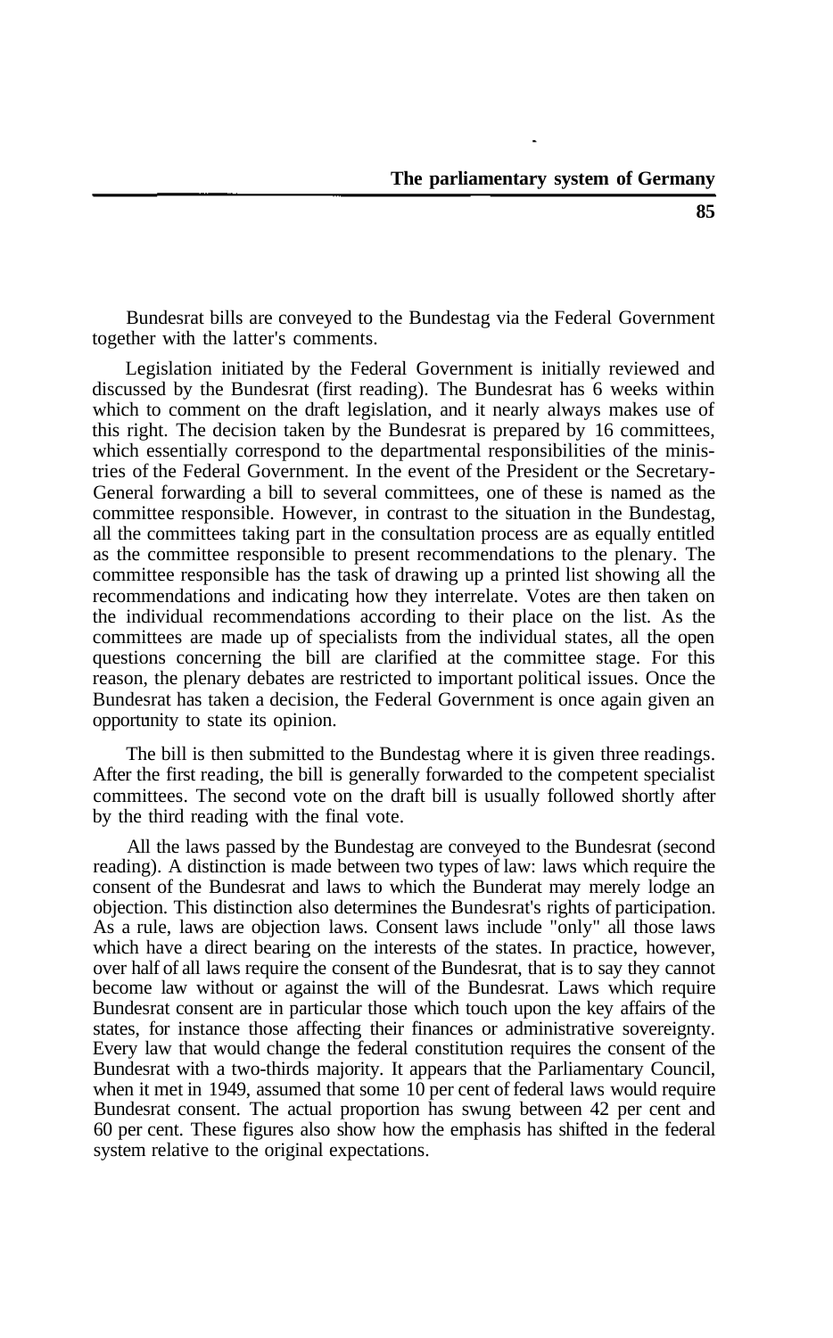Bundesrat bills are conveyed to the Bundestag via the Federal Government together with the latter's comments.

Legislation initiated by the Federal Government is initially reviewed and discussed by the Bundesrat (first reading). The Bundesrat has 6 weeks within which to comment on the draft legislation, and it nearly always makes use of this right. The decision taken by the Bundesrat is prepared by 16 committees, which essentially correspond to the departmental responsibilities of the ministries of the Federal Government. In the event of the President or the Secretary-General forwarding a bill to several committees, one of these is named as the committee responsible. However, in contrast to the situation in the Bundestag, all the committees taking part in the consultation process are as equally entitled as the committee responsible to present recommendations to the plenary. The committee responsible has the task of drawing up a printed list showing all the recommendations and indicating how they interrelate. Votes are then taken on the individual recommendations according to their place on the list. As the committees are made up of specialists from the individual states, all the open questions concerning the bill are clarified at the committee stage. For this reason, the plenary debates are restricted to important political issues. Once the Bundesrat has taken a decision, the Federal Government is once again given an opportunity to state its opinion.

The bill is then submitted to the Bundestag where it is given three readings. After the first reading, the bill is generally forwarded to the competent specialist committees. The second vote on the draft bill is usually followed shortly after by the third reading with the final vote.

All the laws passed by the Bundestag are conveyed to the Bundesrat (second reading). A distinction is made between two types of law: laws which require the consent of the Bundesrat and laws to which the Bunderat may merely lodge an objection. This distinction also determines the Bundesrat's rights of participation. As a rule, laws are objection laws. Consent laws include "only" all those laws which have a direct bearing on the interests of the states. In practice, however, over half of all laws require the consent of the Bundesrat, that is to say they cannot become law without or against the will of the Bundesrat. Laws which require Bundesrat consent are in particular those which touch upon the key affairs of the states, for instance those affecting their finances or administrative sovereignty. Every law that would change the federal constitution requires the consent of the Bundesrat with a two-thirds majority. It appears that the Parliamentary Council, when it met in 1949, assumed that some 10 per cent of federal laws would require Bundesrat consent. The actual proportion has swung between 42 per cent and 60 per cent. These figures also show how the emphasis has shifted in the federal system relative to the original expectations.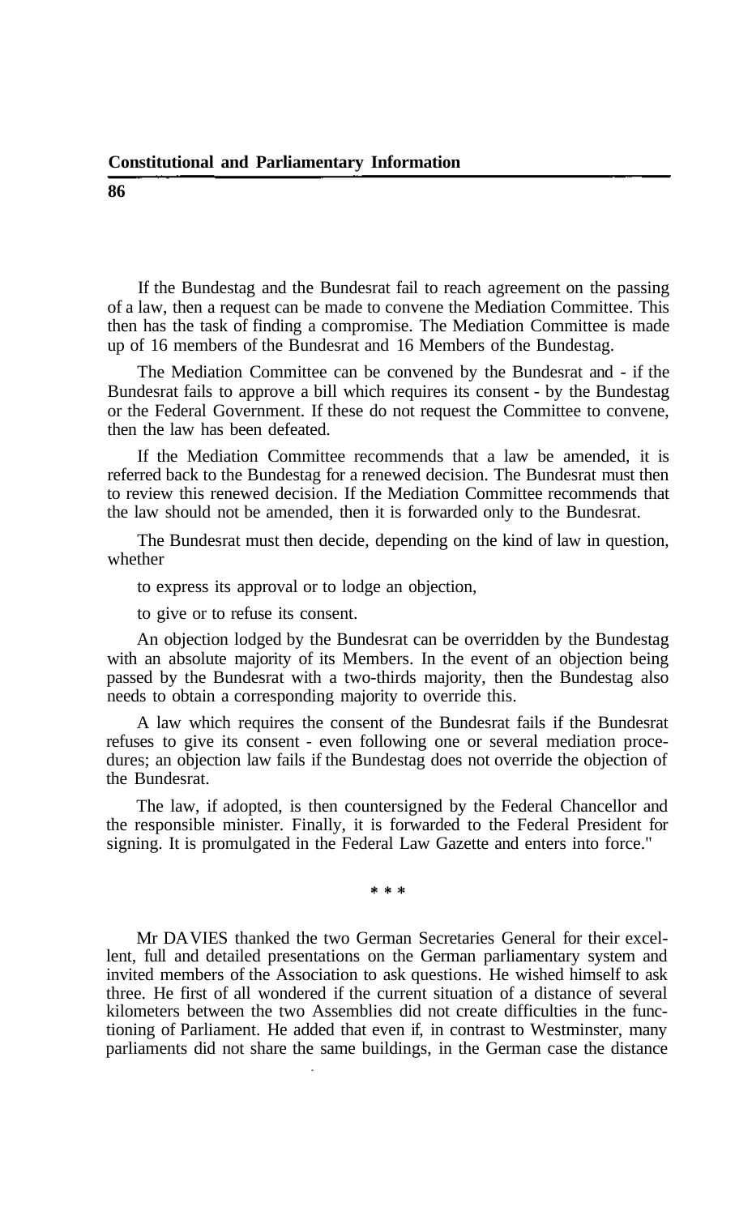If the Bundestag and the Bundesrat fail to reach agreement on the passing of a law, then a request can be made to convene the Mediation Committee. This then has the task of finding a compromise. The Mediation Committee is made up of 16 members of the Bundesrat and 16 Members of the Bundestag.

The Mediation Committee can be convened by the Bundesrat and - if the Bundesrat fails to approve a bill which requires its consent - by the Bundestag or the Federal Government. If these do not request the Committee to convene, then the law has been defeated.

If the Mediation Committee recommends that a law be amended, it is referred back to the Bundestag for a renewed decision. The Bundesrat must then to review this renewed decision. If the Mediation Committee recommends that the law should not be amended, then it is forwarded only to the Bundesrat.

The Bundesrat must then decide, depending on the kind of law in question, whether

to express its approval or to lodge an objection,

to give or to refuse its consent.

An objection lodged by the Bundesrat can be overridden by the Bundestag with an absolute majority of its Members. In the event of an objection being passed by the Bundesrat with a two-thirds majority, then the Bundestag also needs to obtain a corresponding majority to override this.

A law which requires the consent of the Bundesrat fails if the Bundesrat refuses to give its consent - even following one or several mediation procedures; an objection law fails if the Bundestag does not override the objection of the Bundesrat.

The law, if adopted, is then countersigned by the Federal Chancellor and the responsible minister. Finally, it is forwarded to the Federal President for signing. It is promulgated in the Federal Law Gazette and enters into force."

\* \* \*

Mr DAVIES thanked the two German Secretaries General for their excellent, full and detailed presentations on the German parliamentary system and invited members of the Association to ask questions. He wished himself to ask three. He first of all wondered if the current situation of a distance of several kilometers between the two Assemblies did not create difficulties in the functioning of Parliament. He added that even if, in contrast to Westminster, many parliaments did not share the same buildings, in the German case the distance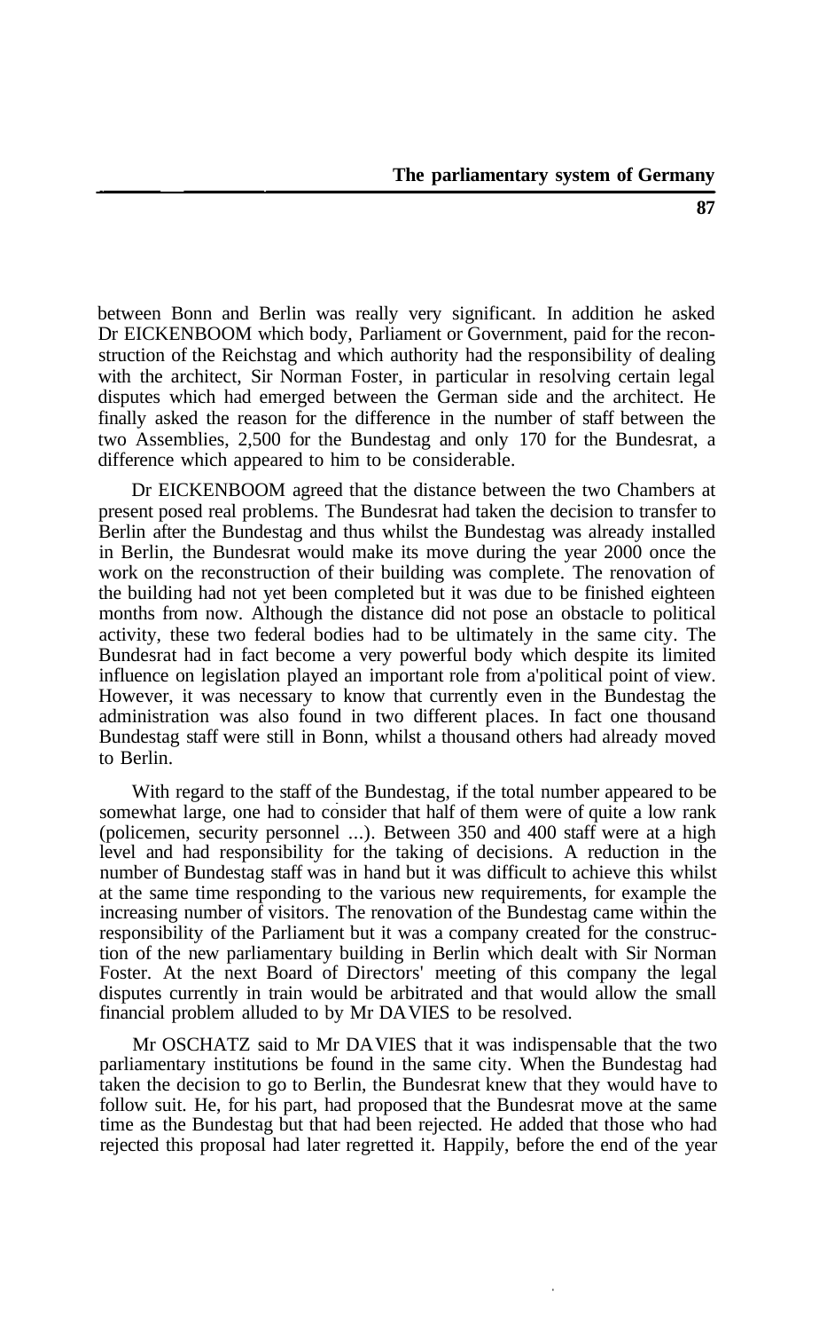between Bonn and Berlin was really very significant. In addition he asked Dr EICKENBOOM which body, Parliament or Government, paid for the reconstruction of the Reichstag and which authority had the responsibility of dealing with the architect, Sir Norman Foster, in particular in resolving certain legal disputes which had emerged between the German side and the architect. He finally asked the reason for the difference in the number of staff between the two Assemblies, 2,500 for the Bundestag and only 170 for the Bundesrat, a difference which appeared to him to be considerable.

Dr EICKENBOOM agreed that the distance between the two Chambers at present posed real problems. The Bundesrat had taken the decision to transfer to Berlin after the Bundestag and thus whilst the Bundestag was already installed in Berlin, the Bundesrat would make its move during the year 2000 once the work on the reconstruction of their building was complete. The renovation of the building had not yet been completed but it was due to be finished eighteen months from now. Although the distance did not pose an obstacle to political activity, these two federal bodies had to be ultimately in the same city. The Bundesrat had in fact become a very powerful body which despite its limited influence on legislation played an important role from a'political point of view. However, it was necessary to know that currently even in the Bundestag the administration was also found in two different places. In fact one thousand Bundestag staff were still in Bonn, whilst a thousand others had already moved to Berlin.

With regard to the staff of the Bundestag, if the total number appeared to be somewhat large, one had to consider that half of them were of quite a low rank (policemen, security personnel ...). Between 350 and 400 staff were at a high level and had responsibility for the taking of decisions. A reduction in the number of Bundestag staff was in hand but it was difficult to achieve this whilst at the same time responding to the various new requirements, for example the increasing number of visitors. The renovation of the Bundestag came within the responsibility of the Parliament but it was a company created for the construction of the new parliamentary building in Berlin which dealt with Sir Norman Foster. At the next Board of Directors' meeting of this company the legal disputes currently in train would be arbitrated and that would allow the small financial problem alluded to by Mr DAVIES to be resolved.

Mr OSCHATZ said to Mr DAVIES that it was indispensable that the two parliamentary institutions be found in the same city. When the Bundestag had taken the decision to go to Berlin, the Bundesrat knew that they would have to follow suit. He, for his part, had proposed that the Bundesrat move at the same time as the Bundestag but that had been rejected. He added that those who had rejected this proposal had later regretted it. Happily, before the end of the year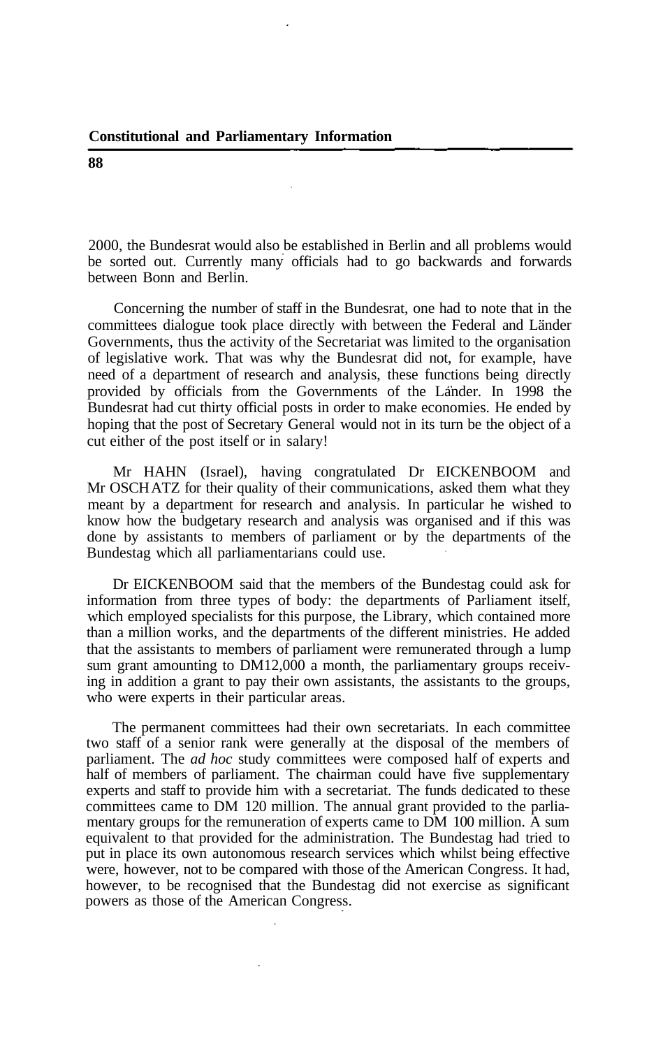2000, the Bundesrat would also be established in Berlin and all problems would be sorted out. Currently many officials had to go backwards and forwards between Bonn and Berlin.

Concerning the number of staff in the Bundesrat, one had to note that in the committees dialogue took place directly with between the Federal and Länder Governments, thus the activity of the Secretariat was limited to the organisation of legislative work. That was why the Bundesrat did not, for example, have need of a department of research and analysis, these functions being directly provided by officials from the Governments of the Länder. In 1998 the Bundesrat had cut thirty official posts in order to make economies. He ended by hoping that the post of Secretary General would not in its turn be the object of a cut either of the post itself or in salary!

Mr HAHN (Israel), having congratulated Dr EICKENBOOM and Mr OSCHATZ for their quality of their communications, asked them what they meant by a department for research and analysis. In particular he wished to know how the budgetary research and analysis was organised and if this was done by assistants to members of parliament or by the departments of the Bundestag which all parliamentarians could use.

Dr EICKENBOOM said that the members of the Bundestag could ask for information from three types of body: the departments of Parliament itself, which employed specialists for this purpose, the Library, which contained more than a million works, and the departments of the different ministries. He added that the assistants to members of parliament were remunerated through a lump sum grant amounting to DM12,000 a month, the parliamentary groups receiving in addition a grant to pay their own assistants, the assistants to the groups, who were experts in their particular areas.

The permanent committees had their own secretariats. In each committee two staff of a senior rank were generally at the disposal of the members of parliament. The *ad hoc* study committees were composed half of experts and half of members of parliament. The chairman could have five supplementary experts and staff to provide him with a secretariat. The funds dedicated to these committees came to DM 120 million. The annual grant provided to the parliamentary groups for the remuneration of experts came to DM 100 million. A sum equivalent to that provided for the administration. The Bundestag had tried to put in place its own autonomous research services which whilst being effective were, however, not to be compared with those of the American Congress. It had, however, to be recognised that the Bundestag did not exercise as significant powers as those of the American Congress.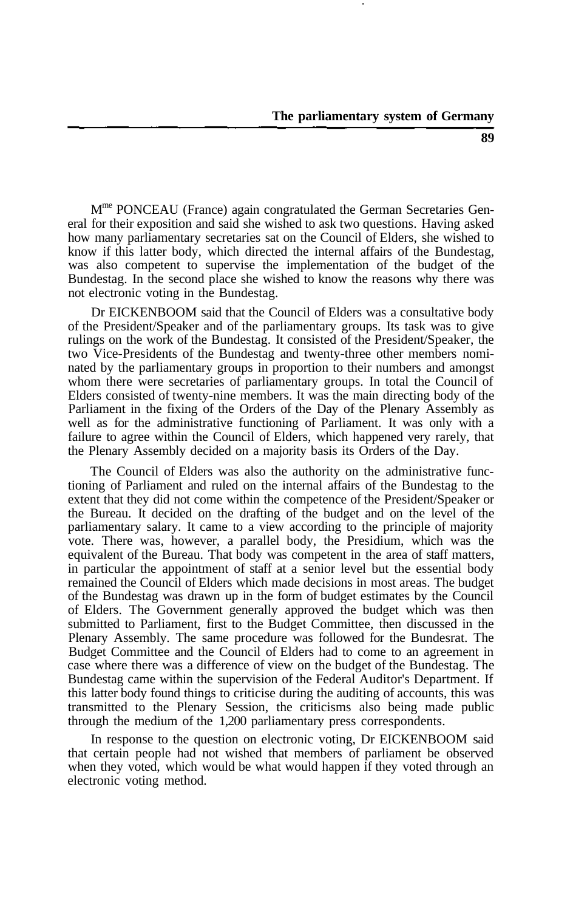M[me] PONCEAU (France) again congratulated the German Secretaries General for their exposition and said she wished to ask two questions. Having asked how many parliamentary secretaries sat on the Council of Elders, she wished to know if this latter body, which directed the internal affairs of the Bundestag, was also competent to supervise the implementation of the budget of the Bundestag. In the second place she wished to know the reasons why there was not electronic voting in the Bundestag.

Dr EICKENBOOM said that the Council of Elders was a consultative body of the President/Speaker and of the parliamentary groups. Its task was to give rulings on the work of the Bundestag. It consisted of the President/Speaker, the two Vice-Presidents of the Bundestag and twenty-three other members nominated by the parliamentary groups in proportion to their numbers and amongst whom there were secretaries of parliamentary groups. In total the Council of Elders consisted of twenty-nine members. It was the main directing body of the Parliament in the fixing of the Orders of the Day of the Plenary Assembly as well as for the administrative functioning of Parliament. It was only with a failure to agree within the Council of Elders, which happened very rarely, that the Plenary Assembly decided on a majority basis its Orders of the Day.

The Council of Elders was also the authority on the administrative functioning of Parliament and ruled on the internal affairs of the Bundestag to the extent that they did not come within the competence of the President/Speaker or the Bureau. It decided on the drafting of the budget and on the level of the parliamentary salary. It came to a view according to the principle of majority vote. There was, however, a parallel body, the Presidium, which was the equivalent of the Bureau. That body was competent in the area of staff matters, in particular the appointment of staff at a senior level but the essential body remained the Council of Elders which made decisions in most areas. The budget of the Bundestag was drawn up in the form of budget estimates by the Council of Elders. The Government generally approved the budget which was then submitted to Parliament, first to the Budget Committee, then discussed in the Plenary Assembly. The same procedure was followed for the Bundesrat. The Budget Committee and the Council of Elders had to come to an agreement in case where there was a difference of view on the budget of the Bundestag. The Bundestag came within the supervision of the Federal Auditor's Department. If this latter body found things to criticise during the auditing of accounts, this was transmitted to the Plenary Session, the criticisms also being made public through the medium of the 1,200 parliamentary press correspondents.

In response to the question on electronic voting, Dr EICKENBOOM said that certain people had not wished that members of parliament be observed when they voted, which would be what would happen if they voted through an electronic voting method.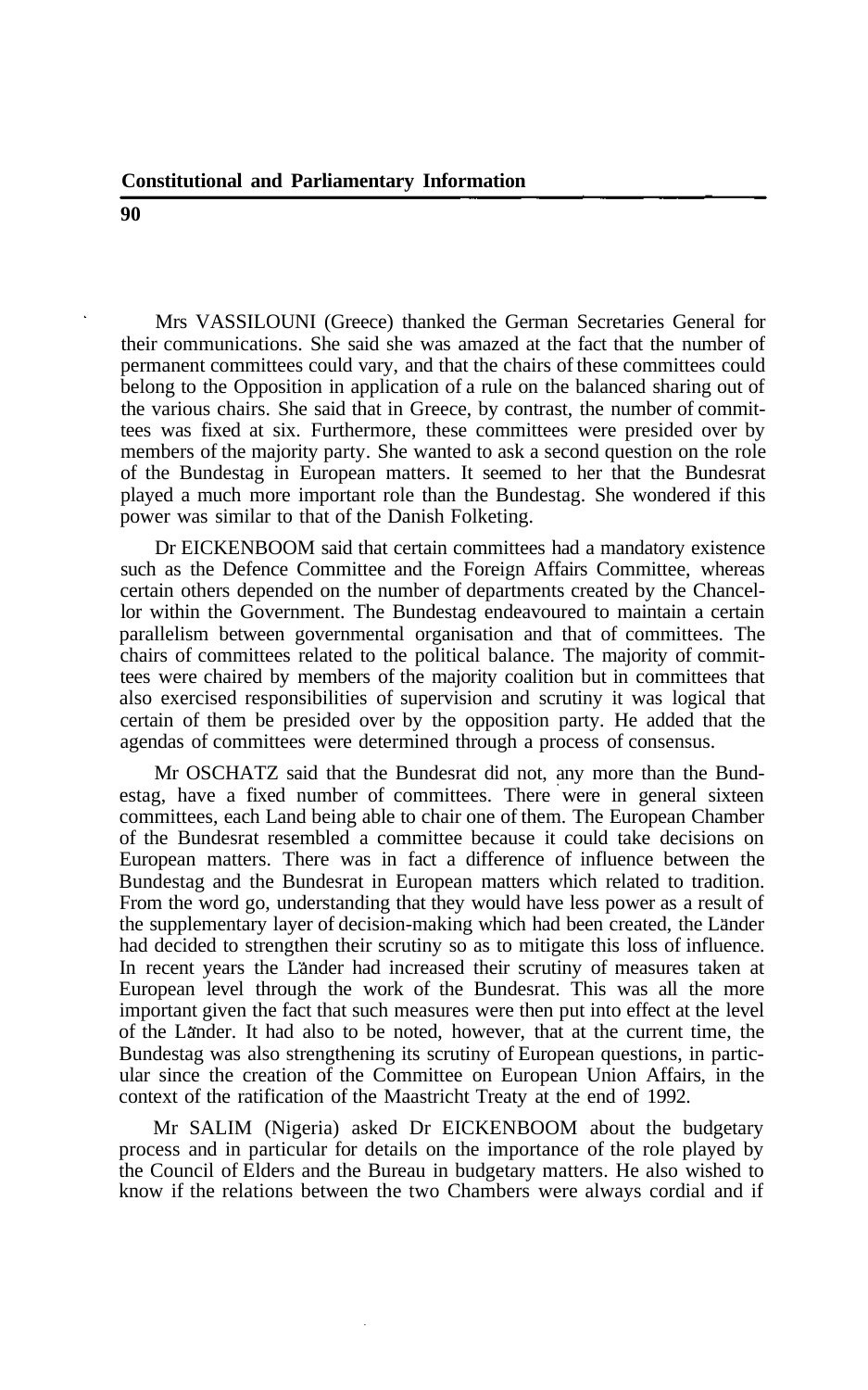Mrs VASSILOUNI (Greece) thanked the German Secretaries General for their communications. She said she was amazed at the fact that the number of permanent committees could vary, and that the chairs of these committees could belong to the Opposition in application of a rule on the balanced sharing out of the various chairs. She said that in Greece, by contrast, the number of committees was fixed at six. Furthermore, these committees were presided over by members of the majority party. She wanted to ask a second question on the role of the Bundestag in European matters. It seemed to her that the Bundesrat played a much more important role than the Bundestag. She wondered if this power was similar to that of the Danish Folketing.

Dr EICKENBOOM said that certain committees had a mandatory existence such as the Defence Committee and the Foreign Affairs Committee, whereas certain others depended on the number of departments created by the Chancellor within the Government. The Bundestag endeavoured to maintain a certain parallelism between governmental organisation and that of committees. The chairs of committees related to the political balance. The majority of committees were chaired by members of the majority coalition but in committees that also exercised responsibilities of supervision and scrutiny it was logical that certain of them be presided over by the opposition party. He added that the agendas of committees were determined through a process of consensus.

Mr OSCHATZ said that the Bundesrat did not, any more than the Bundestag, have a fixed number of committees. There were in general sixteen committees, each Land being able to chair one of them. The European Chamber of the Bundesrat resembled a committee because it could take decisions on European matters. There was in fact a difference of influence between the Bundestag and the Bundesrat in European matters which related to tradition. From the word go, understanding that they would have less power as a result of the supplementary layer of decision-making which had been created, the Länder had decided to strengthen their scrutiny so as to mitigate this loss of influence. In recent years the Länder had increased their scrutiny of measures taken at European level through the work of the Bundesrat. This was all the more important given the fact that such measures were then put into effect at the level of the Länder. It had also to be noted, however, that at the current time, the Bundestag was also strengthening its scrutiny of European questions, in particular since the creation of the Committee on European Union Affairs, in the context of the ratification of the Maastricht Treaty at the end of 1992.

Mr SALIM (Nigeria) asked Dr EICKENBOOM about the budgetary process and in particular for details on the importance of the role played by the Council of Elders and the Bureau in budgetary matters. He also wished to know if the relations between the two Chambers were always cordial and if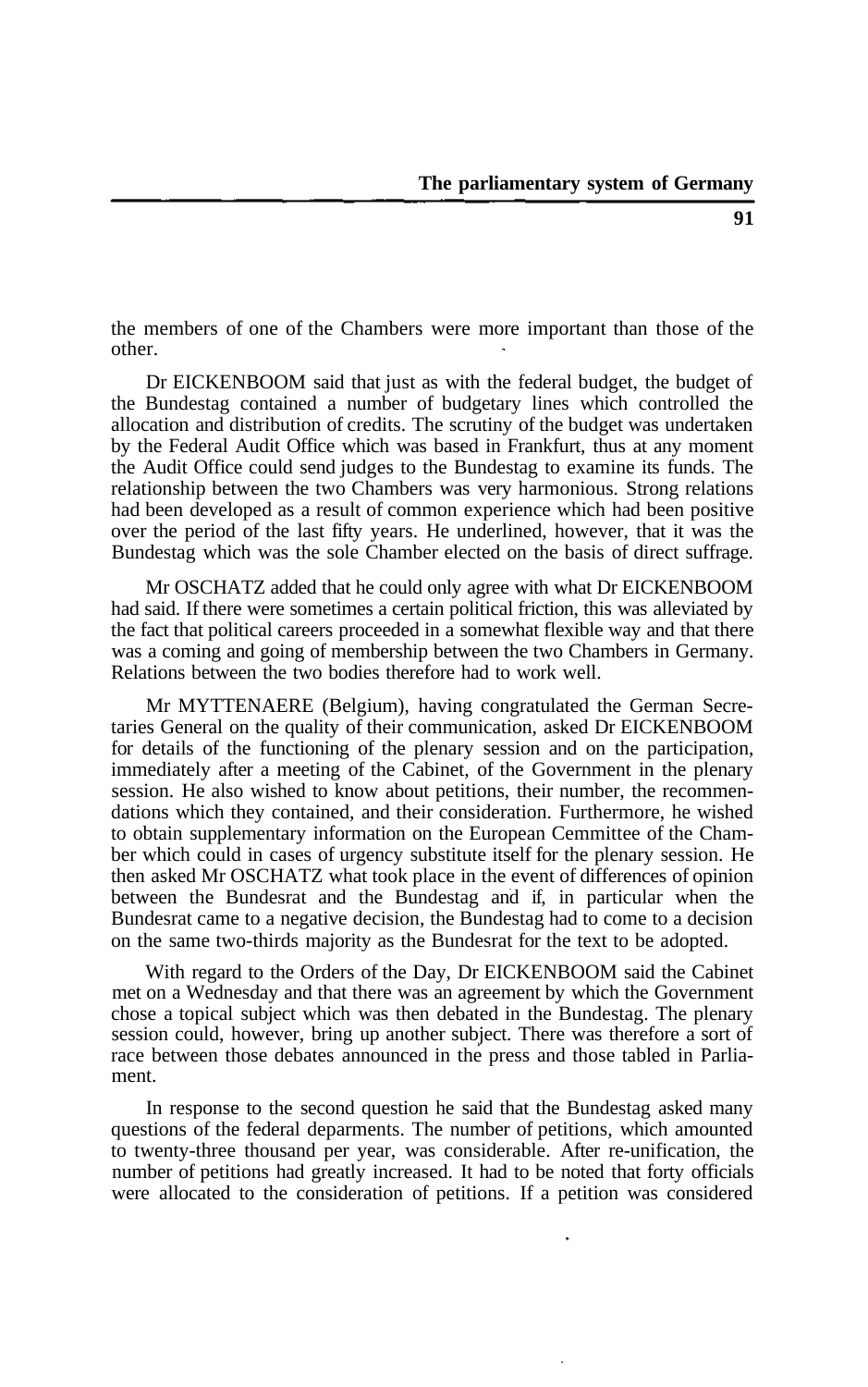the members of one of the Chambers were more important than those of the other.

Dr EICKENBOOM said that just as with the federal budget, the budget of the Bundestag contained a number of budgetary lines which controlled the allocation and distribution of credits. The scrutiny of the budget was undertaken by the Federal Audit Office which was based in Frankfurt, thus at any moment the Audit Office could send judges to the Bundestag to examine its funds. The relationship between the two Chambers was very harmonious. Strong relations had been developed as a result of common experience which had been positive over the period of the last fifty years. He underlined, however, that it was the Bundestag which was the sole Chamber elected on the basis of direct suffrage.

Mr OSCHATZ added that he could only agree with what Dr EICKENBOOM had said. If there were sometimes a certain political friction, this was alleviated by the fact that political careers proceeded in a somewhat flexible way and that there was a coming and going of membership between the two Chambers in Germany. Relations between the two bodies therefore had to work well.

Mr MYTTENAERE (Belgium), having congratulated the German Secretaries General on the quality of their communication, asked Dr EICKENBOOM for details of the functioning of the plenary session and on the participation, immediately after a meeting of the Cabinet, of the Government in the plenary session. He also wished to know about petitions, their number, the recommendations which they contained, and their consideration. Furthermore, he wished to obtain supplementary information on the European Committee of the Chamber which could in cases of urgency substitute itself for the plenary session. He then asked Mr OSCHATZ what took place in the event of differences of opinion between the Bundesrat and the Bundestag and if, in particular when the Bundesrat came to a negative decision, the Bundestag had to come to a decision on the same two-thirds majority as the Bundesrat for the text to be adopted.

With regard to the Orders of the Day, Dr EICKENBOOM said the Cabinet met on a Wednesday and that there was an agreement by which the Government chose a topical subject which was then debated in the Bundestag. The plenary session could, however, bring up another subject. There was therefore a sort of race between those debates announced in the press and those tabled in Parliament.

In response to the second question he said that the Bundestag asked many questions of the federal deparments. The number of petitions, which amounted to twenty-three thousand per year, was considerable. After re-unification, the number of petitions had greatly increased. It had to be noted that forty officials were allocated to the consideration of petitions. If a petition was considered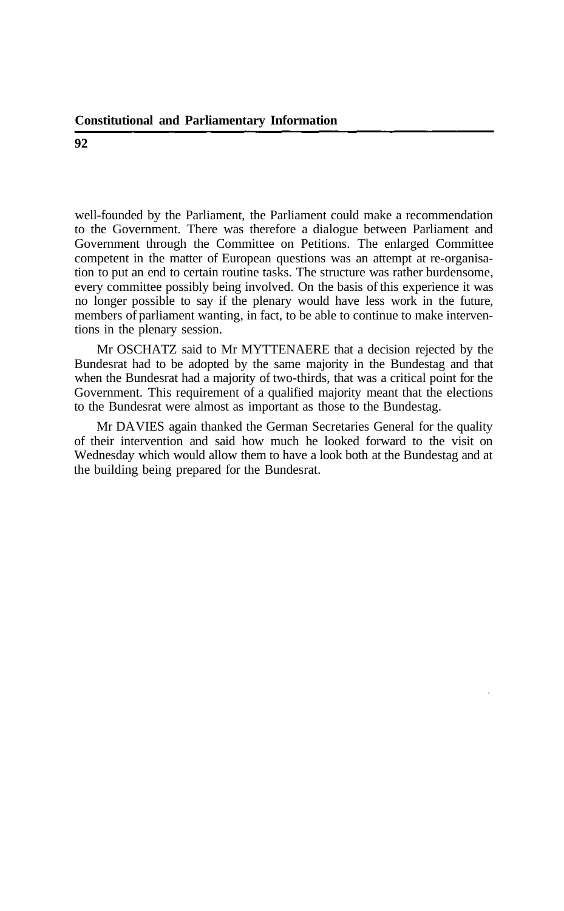well-founded by the Parliament, the Parliament could make a recommendation to the Government. There was therefore a dialogue between Parliament and Government through the Committee on Petitions. The enlarged Committee competent in the matter of European questions was an attempt at re-organisation to put an end to certain routine tasks. The structure was rather burdensome, every committee possibly being involved. On the basis of this experience it was no longer possible to say if the plenary would have less work in the future, members of parliament wanting, in fact, to be able to continue to make interventions in the plenary session.

Mr OSCHATZ said to Mr MYTTENAERE that a decision rejected by the Bundesrat had to be adopted by the same majority in the Bundestag and that when the Bundesrat had a majority of two-thirds, that was a critical point for the Government. This requirement of a qualified majority meant that the elections to the Bundesrat were almost as important as those to the Bundestag.

Mr DAVIES again thanked the German Secretaries General for the quality of their intervention and said how much he looked forward to the visit on Wednesday which would allow them to have a look both at the Bundestag and at the building being prepared for the Bundesrat.